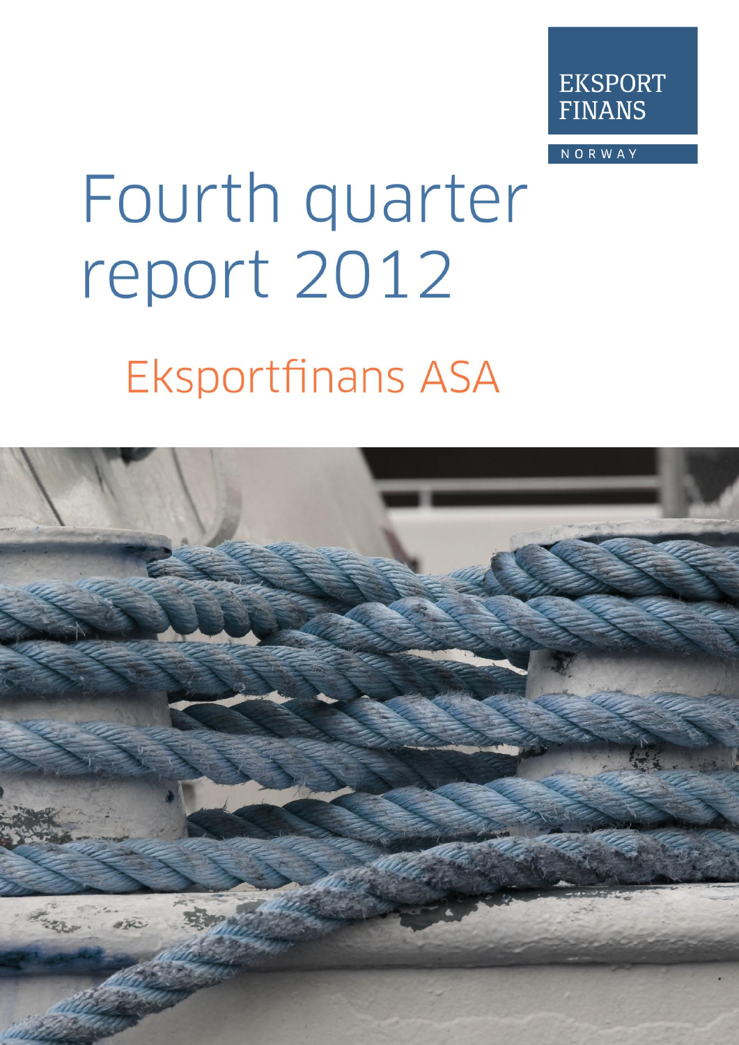EKSPORT FINANS

NORWAY

# Fourth quarter report 2012

## Eksportfinans ASA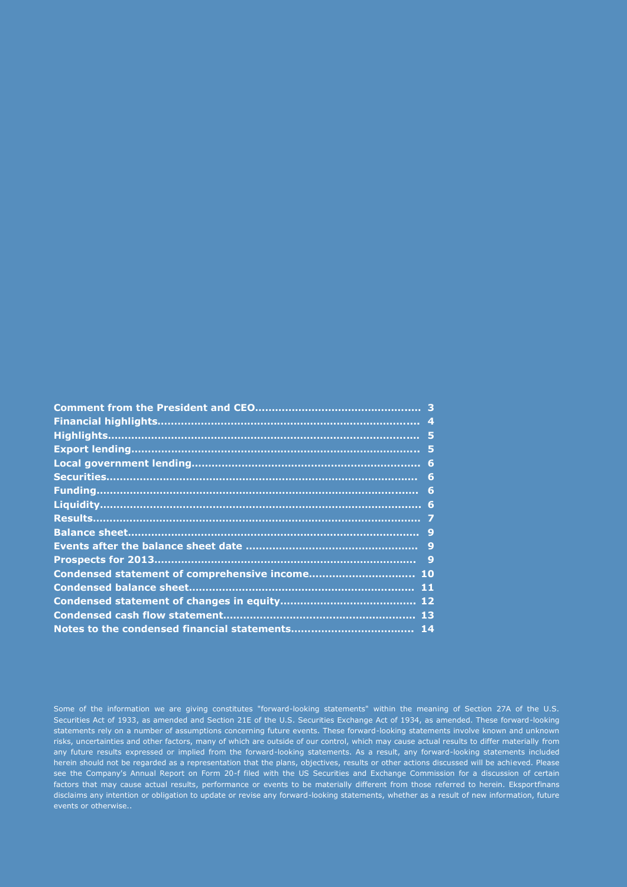| | |
|---|---|
| **Comment from the President and CEO** | **3** |
| **Financial highlights** | **4** |
| **Highlights** | **5** |
| **Export lending** | **5** |
| **Local government lending** | **6** |
| **Securities** | **6** |
| **Funding** | **6** |
| **Liquidity** | **6** |
| **Results** | **7** |
| **Balance sheet** | **9** |
| **Events after the balance sheet date** | **9** |
| **Prospects for 2013** | **9** |
| **Condensed statement of comprehensive income** | **10** |
| **Condensed balance sheet** | **11** |
| **Condensed statement of changes in equity** | **12** |
| **Condensed cash flow statement** | **13** |
| **Notes to the condensed financial statements** | **14** |

Some of the information we are giving constitutes "forward-looking statements" within the meaning of Section 27A of the U.S. Securities Act of 1933, as amended and Section 21E of the U.S. Securities Exchange Act of 1934, as amended. These forward-looking statements rely on a number of assumptions concerning future events. These forward-looking statements involve known and unknown risks, uncertainties and other factors, many of which are outside of our control, which may cause actual results to differ materially from any future results expressed or implied from the forward-looking statements. As a result, any forward-looking statements included herein should not be regarded as a representation that the plans, objectives, results or other actions discussed will be achieved. Please see the Company's Annual Report on Form 20-f filed with the US Securities and Exchange Commission for a discussion of certain factors that may cause actual results, performance or events to be materially different from those referred to herein. Eksportfinans disclaims any intention or obligation to update or revise any forward-looking statements, whether as a result of new information, future events or otherwise..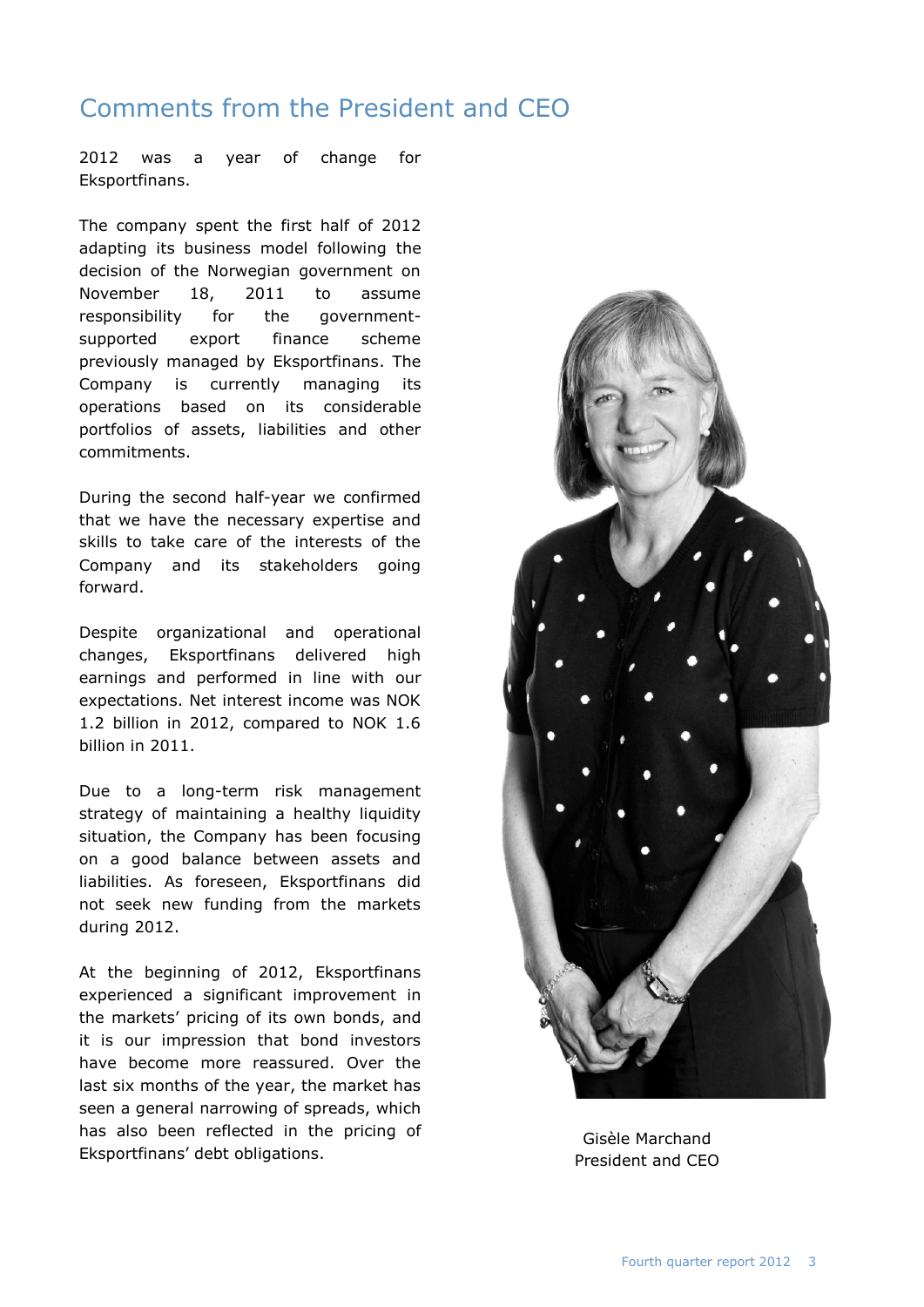# Comments from the President and CEO

2012 was a year of change for Eksportfinans.

The company spent the first half of 2012 adapting its business model following the decision of the Norwegian government on November 18, 2011 to assume responsibility for the government-supported export finance scheme previously managed by Eksportfinans. The Company is currently managing its operations based on its considerable portfolios of assets, liabilities and other commitments.

During the second half-year we confirmed that we have the necessary expertise and skills to take care of the interests of the Company and its stakeholders going forward.

Despite organizational and operational changes, Eksportfinans delivered high earnings and performed in line with our expectations. Net interest income was NOK 1.2 billion in 2012, compared to NOK 1.6 billion in 2011.

Due to a long-term risk management strategy of maintaining a healthy liquidity situation, the Company has been focusing on a good balance between assets and liabilities. As foreseen, Eksportfinans did not seek new funding from the markets during 2012.

At the beginning of 2012, Eksportfinans experienced a significant improvement in the markets' pricing of its own bonds, and it is our impression that bond investors have become more reassured. Over the last six months of the year, the market has seen a general narrowing of spreads, which has also been reflected in the pricing of Eksportfinans' debt obligations.

Gisèle Marchand
President and CEO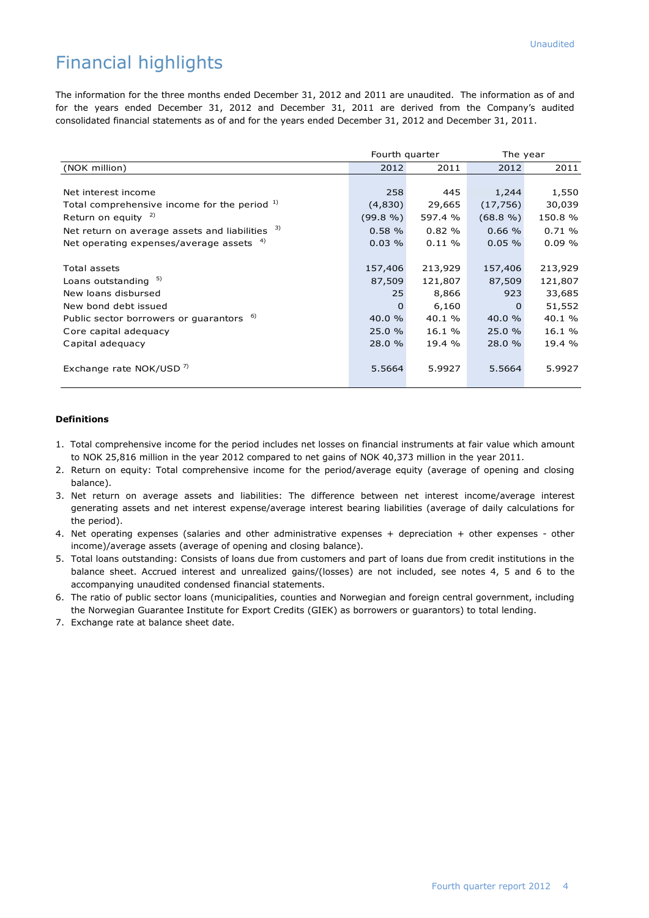Unaudited

# Financial highlights

The information for the three months ended December 31, 2012 and 2011 are unaudited. The information as of and for the years ended December 31, 2012 and December 31, 2011 are derived from the Company's audited consolidated financial statements as of and for the years ended December 31, 2012 and December 31, 2011.

| | Fourth quarter | | The year | |
|---|---|---|---|---|
| (NOK million) | 2012 | 2011 | 2012 | 2011 |
| Net interest income | 258 | 445 | 1,244 | 1,550 |
| Total comprehensive income for the period [1] | (4,830) | 29,665 | (17,756) | 30,039 |
| Return on equity [2] | (99.8 %) | 597.4 % | (68.8 %) | 150.8 % |
| Net return on average assets and liabilities [3] | 0.58 % | 0.82 % | 0.66 % | 0.71 % |
| Net operating expenses/average assets [4] | 0.03 % | 0.11 % | 0.05 % | 0.09 % |
| Total assets | 157,406 | 213,929 | 157,406 | 213,929 |
| Loans outstanding [5] | 87,509 | 121,807 | 87,509 | 121,807 |
| New loans disbursed | 25 | 8,866 | 923 | 33,685 |
| New bond debt issued | 0 | 6,160 | 0 | 51,552 |
| Public sector borrowers or guarantors [6] | 40.0 % | 40.1 % | 40.0 % | 40.1 % |
| Core capital adequacy | 25.0 % | 16.1 % | 25.0 % | 16.1 % |
| Capital adequacy | 28.0 % | 19.4 % | 28.0 % | 19.4 % |
| Exchange rate NOK/USD [7] | 5.5664 | 5.9927 | 5.5664 | 5.9927 |

**Definitions**

1. Total comprehensive income for the period includes net losses on financial instruments at fair value which amount to NOK 25,816 million in the year 2012 compared to net gains of NOK 40,373 million in the year 2011.
2. Return on equity: Total comprehensive income for the period/average equity (average of opening and closing balance).
3. Net return on average assets and liabilities: The difference between net interest income/average interest generating assets and net interest expense/average interest bearing liabilities (average of daily calculations for the period).
4. Net operating expenses (salaries and other administrative expenses + depreciation + other expenses - other income)/average assets (average of opening and closing balance).
5. Total loans outstanding: Consists of loans due from customers and part of loans due from credit institutions in the balance sheet. Accrued interest and unrealized gains/(losses) are not included, see notes 4, 5 and 6 to the accompanying unaudited condensed financial statements.
6. The ratio of public sector loans (municipalities, counties and Norwegian and foreign central government, including the Norwegian Guarantee Institute for Export Credits (GIEK) as borrowers or guarantors) to total lending.
7. Exchange rate at balance sheet date.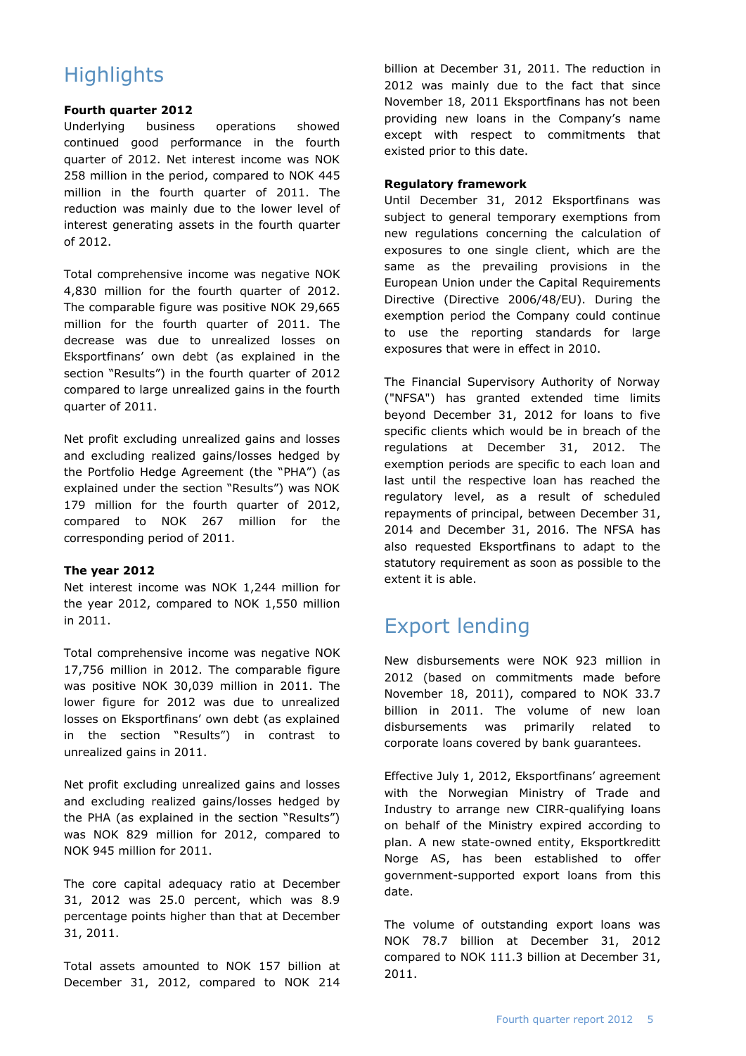# Highlights

### Fourth quarter 2012

Underlying business operations showed continued good performance in the fourth quarter of 2012. Net interest income was NOK 258 million in the period, compared to NOK 445 million in the fourth quarter of 2011. The reduction was mainly due to the lower level of interest generating assets in the fourth quarter of 2012.

Total comprehensive income was negative NOK 4,830 million for the fourth quarter of 2012. The comparable figure was positive NOK 29,665 million for the fourth quarter of 2011. The decrease was due to unrealized losses on Eksportfinans' own debt (as explained in the section "Results") in the fourth quarter of 2012 compared to large unrealized gains in the fourth quarter of 2011.

Net profit excluding unrealized gains and losses and excluding realized gains/losses hedged by the Portfolio Hedge Agreement (the "PHA") (as explained under the section "Results") was NOK 179 million for the fourth quarter of 2012, compared to NOK 267 million for the corresponding period of 2011.

### The year 2012

Net interest income was NOK 1,244 million for the year 2012, compared to NOK 1,550 million in 2011.

Total comprehensive income was negative NOK 17,756 million in 2012. The comparable figure was positive NOK 30,039 million in 2011. The lower figure for 2012 was due to unrealized losses on Eksportfinans' own debt (as explained in the section "Results") in contrast to unrealized gains in 2011.

Net profit excluding unrealized gains and losses and excluding realized gains/losses hedged by the PHA (as explained in the section "Results") was NOK 829 million for 2012, compared to NOK 945 million for 2011.

The core capital adequacy ratio at December 31, 2012 was 25.0 percent, which was 8.9 percentage points higher than that at December 31, 2011.

Total assets amounted to NOK 157 billion at December 31, 2012, compared to NOK 214 billion at December 31, 2011. The reduction in 2012 was mainly due to the fact that since November 18, 2011 Eksportfinans has not been providing new loans in the Company's name except with respect to commitments that existed prior to this date.

### Regulatory framework

Until December 31, 2012 Eksportfinans was subject to general temporary exemptions from new regulations concerning the calculation of exposures to one single client, which are the same as the prevailing provisions in the European Union under the Capital Requirements Directive (Directive 2006/48/EU). During the exemption period the Company could continue to use the reporting standards for large exposures that were in effect in 2010.

The Financial Supervisory Authority of Norway ("NFSA") has granted extended time limits beyond December 31, 2012 for loans to five specific clients which would be in breach of the regulations at December 31, 2012. The exemption periods are specific to each loan and last until the respective loan has reached the regulatory level, as a result of scheduled repayments of principal, between December 31, 2014 and December 31, 2016. The NFSA has also requested Eksportfinans to adapt to the statutory requirement as soon as possible to the extent it is able.

# Export lending

New disbursements were NOK 923 million in 2012 (based on commitments made before November 18, 2011), compared to NOK 33.7 billion in 2011. The volume of new loan disbursements was primarily related to corporate loans covered by bank guarantees.

Effective July 1, 2012, Eksportfinans' agreement with the Norwegian Ministry of Trade and Industry to arrange new CIRR-qualifying loans on behalf of the Ministry expired according to plan. A new state-owned entity, Eksportkreditt Norge AS, has been established to offer government-supported export loans from this date.

The volume of outstanding export loans was NOK 78.7 billion at December 31, 2012 compared to NOK 111.3 billion at December 31, 2011.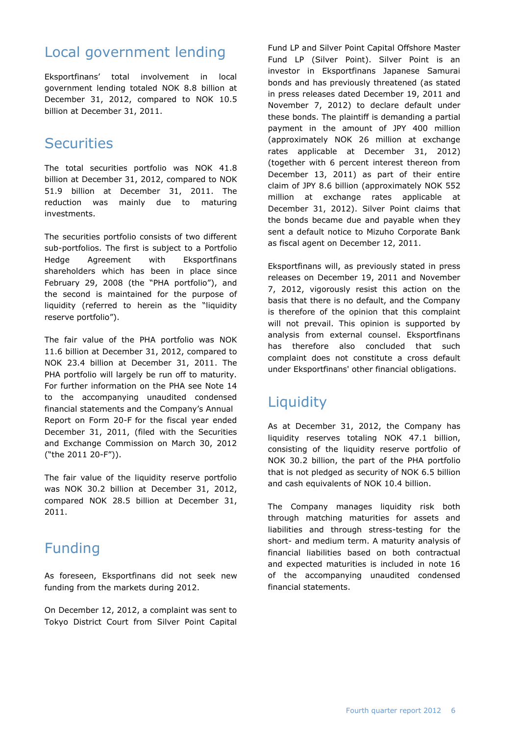## Local government lending

Eksportfinans' total involvement in local government lending totaled NOK 8.8 billion at December 31, 2012, compared to NOK 10.5 billion at December 31, 2011.

## Securities

The total securities portfolio was NOK 41.8 billion at December 31, 2012, compared to NOK 51.9 billion at December 31, 2011. The reduction was mainly due to maturing investments.

The securities portfolio consists of two different sub-portfolios. The first is subject to a Portfolio Hedge Agreement with Eksportfinans shareholders which has been in place since February 29, 2008 (the "PHA portfolio"), and the second is maintained for the purpose of liquidity (referred to herein as the "liquidity reserve portfolio").

The fair value of the PHA portfolio was NOK 11.6 billion at December 31, 2012, compared to NOK 23.4 billion at December 31, 2011. The PHA portfolio will largely be run off to maturity. For further information on the PHA see Note 14 to the accompanying unaudited condensed financial statements and the Company's Annual Report on Form 20-F for the fiscal year ended December 31, 2011, (filed with the Securities and Exchange Commission on March 30, 2012 ("the 2011 20-F")).

The fair value of the liquidity reserve portfolio was NOK 30.2 billion at December 31, 2012, compared NOK 28.5 billion at December 31, 2011.

## Funding

As foreseen, Eksportfinans did not seek new funding from the markets during 2012.

On December 12, 2012, a complaint was sent to Tokyo District Court from Silver Point Capital Fund LP and Silver Point Capital Offshore Master Fund LP (Silver Point). Silver Point is an investor in Eksportfinans Japanese Samurai bonds and has previously threatened (as stated in press releases dated December 19, 2011 and November 7, 2012) to declare default under these bonds. The plaintiff is demanding a partial payment in the amount of JPY 400 million (approximately NOK 26 million at exchange rates applicable at December 31, 2012) (together with 6 percent interest thereon from December 13, 2011) as part of their entire claim of JPY 8.6 billion (approximately NOK 552 million at exchange rates applicable at December 31, 2012). Silver Point claims that the bonds became due and payable when they sent a default notice to Mizuho Corporate Bank as fiscal agent on December 12, 2011.

Eksportfinans will, as previously stated in press releases on December 19, 2011 and November 7, 2012, vigorously resist this action on the basis that there is no default, and the Company is therefore of the opinion that this complaint will not prevail. This opinion is supported by analysis from external counsel. Eksportfinans has therefore also concluded that such complaint does not constitute a cross default under Eksportfinans' other financial obligations.

## Liquidity

As at December 31, 2012, the Company has liquidity reserves totaling NOK 47.1 billion, consisting of the liquidity reserve portfolio of NOK 30.2 billion, the part of the PHA portfolio that is not pledged as security of NOK 6.5 billion and cash equivalents of NOK 10.4 billion.

The Company manages liquidity risk both through matching maturities for assets and liabilities and through stress-testing for the short- and medium term. A maturity analysis of financial liabilities based on both contractual and expected maturities is included in note 16 of the accompanying unaudited condensed financial statements.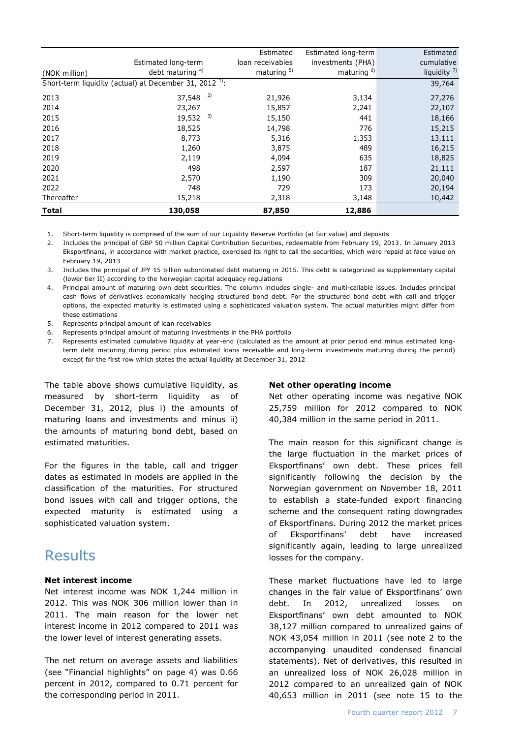| (NOK million) | Estimated long-term debt maturing [4] | Estimated loan receivables maturing [5] | Estimated long-term investments (PHA) maturing [6] | Estimated cumulative liquidity [7] |
|---|---|---|---|---|
| Short-term liquidity (actual) at December 31, 2012 [1]: | | | | 39,764 |
| 2013 | 37,548 [2] | 21,926 | 3,134 | 27,276 |
| 2014 | 23,267 | 15,857 | 2,241 | 22,107 |
| 2015 | 19,532 [3] | 15,150 | 441 | 18,166 |
| 2016 | 18,525 | 14,798 | 776 | 15,215 |
| 2017 | 8,773 | 5,316 | 1,353 | 13,111 |
| 2018 | 1,260 | 3,875 | 489 | 16,215 |
| 2019 | 2,119 | 4,094 | 635 | 18,825 |
| 2020 | 498 | 2,597 | 187 | 21,111 |
| 2021 | 2,570 | 1,190 | 309 | 20,040 |
| 2022 | 748 | 729 | 173 | 20,194 |
| Thereafter | 15,218 | 2,318 | 3,148 | 10,442 |
| **Total** | **130,058** | **87,850** | **12,886** | |

1. Short-term liquidity is comprised of the sum of our Liquidity Reserve Portfolio (at fair value) and deposits
2. Includes the principal of GBP 50 million Capital Contribution Securities, redeemable from February 19, 2013. In January 2013 Eksportfinans, in accordance with market practice, exercised its right to call the securities, which were repaid at face value on February 19, 2013
3. Includes the principal of JPY 15 billion subordinated debt maturing in 2015. This debt is categorized as supplementary capital (lower tier II) according to the Norwegian capital adequacy regulations
4. Principal amount of maturing own debt securities. The column includes single- and multi-callable issues. Includes principal cash flows of derivatives economically hedging structured bond debt. For the structured bond debt with call and trigger options, the expected maturity is estimated using a sophisticated valuation system. The actual maturities might differ from these estimations
5. Represents principal amount of loan receivables
6. Represents principal amount of maturing investments in the PHA portfolio
7. Represents estimated cumulative liquidity at year-end (calculated as the amount at prior period end minus estimated long-term debt maturing during period plus estimated loans receivable and long-term investments maturing during the period) except for the first row which states the actual liquidity at December 31, 2012

The table above shows cumulative liquidity, as measured by short-term liquidity as of December 31, 2012, plus i) the amounts of maturing loans and investments and minus ii) the amounts of maturing bond debt, based on estimated maturities.

For the figures in the table, call and trigger dates as estimated in models are applied in the classification of the maturities. For structured bond issues with call and trigger options, the expected maturity is estimated using a sophisticated valuation system.

# Results

**Net interest income**

Net interest income was NOK 1,244 million in 2012. This was NOK 306 million lower than in 2011. The main reason for the lower net interest income in 2012 compared to 2011 was the lower level of interest generating assets.

The net return on average assets and liabilities (see "Financial highlights" on page 4) was 0.66 percent in 2012, compared to 0.71 percent for the corresponding period in 2011.

**Net other operating income**

Net other operating income was negative NOK 25,759 million for 2012 compared to NOK 40,384 million in the same period in 2011.

The main reason for this significant change is the large fluctuation in the market prices of Eksportfinans' own debt. These prices fell significantly following the decision by the Norwegian government on November 18, 2011 to establish a state-funded export financing scheme and the consequent rating downgrades of Eksportfinans. During 2012 the market prices of Eksportfinans' debt have increased significantly again, leading to large unrealized losses for the company.

These market fluctuations have led to large changes in the fair value of Eksportfinans' own debt. In 2012, unrealized losses on Eksportfinans' own debt amounted to NOK 38,127 million compared to unrealized gains of NOK 43,054 million in 2011 (see note 2 to the accompanying unaudited condensed financial statements). Net of derivatives, this resulted in an unrealized loss of NOK 26,028 million in 2012 compared to an unrealized gain of NOK 40,653 million in 2011 (see note 15 to the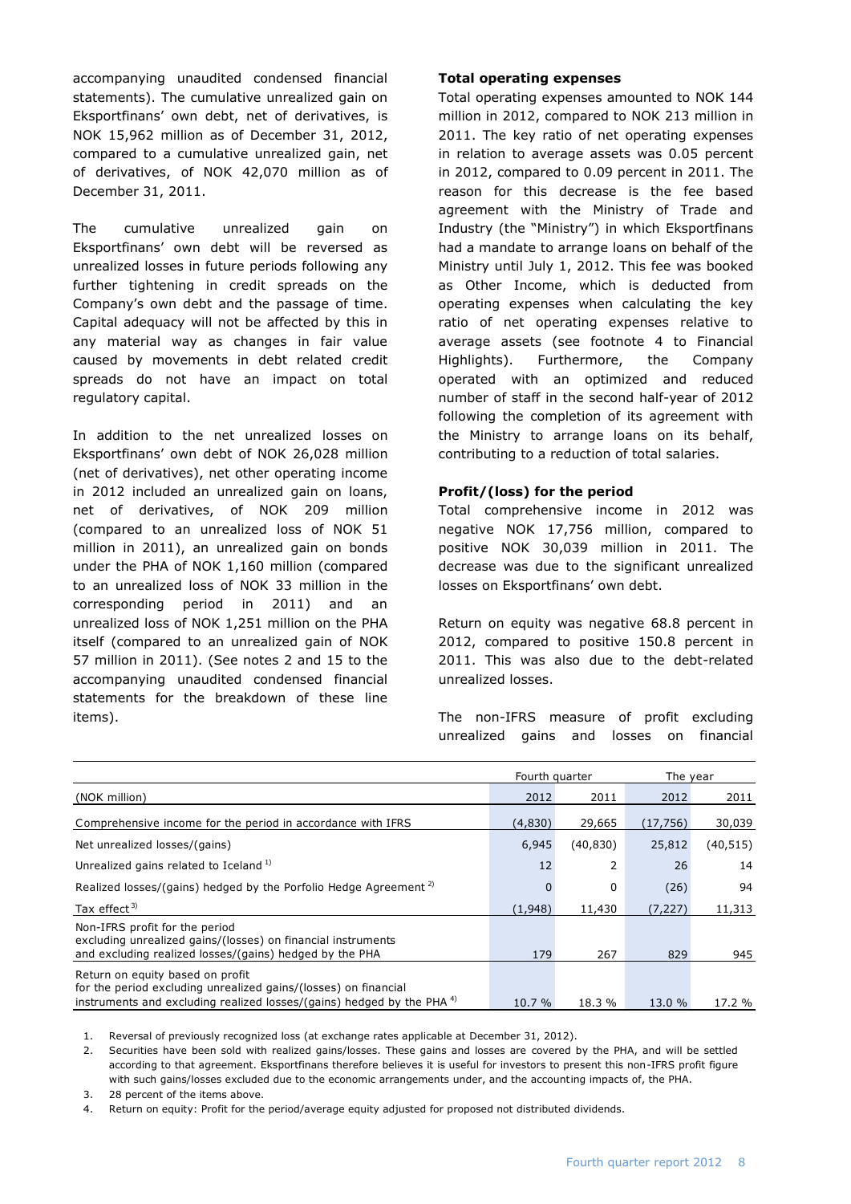accompanying unaudited condensed financial statements). The cumulative unrealized gain on Eksportfinans' own debt, net of derivatives, is NOK 15,962 million as of December 31, 2012, compared to a cumulative unrealized gain, net of derivatives, of NOK 42,070 million as of December 31, 2011.

The cumulative unrealized gain on Eksportfinans' own debt will be reversed as unrealized losses in future periods following any further tightening in credit spreads on the Company's own debt and the passage of time. Capital adequacy will not be affected by this in any material way as changes in fair value caused by movements in debt related credit spreads do not have an impact on total regulatory capital.

In addition to the net unrealized losses on Eksportfinans' own debt of NOK 26,028 million (net of derivatives), net other operating income in 2012 included an unrealized gain on loans, net of derivatives, of NOK 209 million (compared to an unrealized loss of NOK 51 million in 2011), an unrealized gain on bonds under the PHA of NOK 1,160 million (compared to an unrealized loss of NOK 33 million in the corresponding period in 2011) and an unrealized loss of NOK 1,251 million on the PHA itself (compared to an unrealized gain of NOK 57 million in 2011). (See notes 2 and 15 to the accompanying unaudited condensed financial statements for the breakdown of these line items).

**Total operating expenses**

Total operating expenses amounted to NOK 144 million in 2012, compared to NOK 213 million in 2011. The key ratio of net operating expenses in relation to average assets was 0.05 percent in 2012, compared to 0.09 percent in 2011. The reason for this decrease is the fee based agreement with the Ministry of Trade and Industry (the "Ministry") in which Eksportfinans had a mandate to arrange loans on behalf of the Ministry until July 1, 2012. This fee was booked as Other Income, which is deducted from operating expenses when calculating the key ratio of net operating expenses relative to average assets (see footnote 4 to Financial Highlights). Furthermore, the Company operated with an optimized and reduced number of staff in the second half-year of 2012 following the completion of its agreement with the Ministry to arrange loans on its behalf, contributing to a reduction of total salaries.

**Profit/(loss) for the period**

Total comprehensive income in 2012 was negative NOK 17,756 million, compared to positive NOK 30,039 million in 2011. The decrease was due to the significant unrealized losses on Eksportfinans' own debt.

Return on equity was negative 68.8 percent in 2012, compared to positive 150.8 percent in 2011. This was also due to the debt-related unrealized losses.

The non-IFRS measure of profit excluding unrealized gains and losses on financial

| | Fourth quarter | | The year | |
|---|---|---|---|---|
| (NOK million) | 2012 | 2011 | 2012 | 2011 |
| Comprehensive income for the period in accordance with IFRS | (4,830) | 29,665 | (17,756) | 30,039 |
| Net unrealized losses/(gains) | 6,945 | (40,830) | 25,812 | (40,515) |
| Unrealized gains related to Iceland [1] | 12 | 2 | 26 | 14 |
| Realized losses/(gains) hedged by the Porfolio Hedge Agreement [2] | 0 | 0 | (26) | 94 |
| Tax effect [3] | (1,948) | 11,430 | (7,227) | 11,313 |
| Non-IFRS profit for the period excluding unrealized gains/(losses) on financial instruments and excluding realized losses/(gains) hedged by the PHA | 179 | 267 | 829 | 945 |
| Return on equity based on profit for the period excluding unrealized gains/(losses) on financial instruments and excluding realized losses/(gains) hedged by the PHA [4] | 10.7 % | 18.3 % | 13.0 % | 17.2 % |

1. Reversal of previously recognized loss (at exchange rates applicable at December 31, 2012).
2. Securities have been sold with realized gains/losses. These gains and losses are covered by the PHA, and will be settled according to that agreement. Eksportfinans therefore believes it is useful for investors to present this non-IFRS profit figure with such gains/losses excluded due to the economic arrangements under, and the accounting impacts of, the PHA.
3. 28 percent of the items above.
4. Return on equity: Profit for the period/average equity adjusted for proposed not distributed dividends.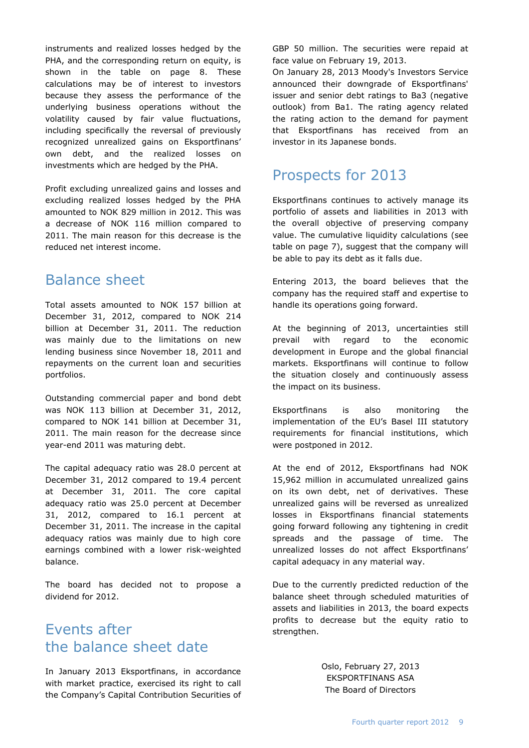instruments and realized losses hedged by the PHA, and the corresponding return on equity, is shown in the table on page 8. These calculations may be of interest to investors because they assess the performance of the underlying business operations without the volatility caused by fair value fluctuations, including specifically the reversal of previously recognized unrealized gains on Eksportfinans' own debt, and the realized losses on investments which are hedged by the PHA.

Profit excluding unrealized gains and losses and excluding realized losses hedged by the PHA amounted to NOK 829 million in 2012. This was a decrease of NOK 116 million compared to 2011. The main reason for this decrease is the reduced net interest income.

## Balance sheet

Total assets amounted to NOK 157 billion at December 31, 2012, compared to NOK 214 billion at December 31, 2011. The reduction was mainly due to the limitations on new lending business since November 18, 2011 and repayments on the current loan and securities portfolios.

Outstanding commercial paper and bond debt was NOK 113 billion at December 31, 2012, compared to NOK 141 billion at December 31, 2011. The main reason for the decrease since year-end 2011 was maturing debt.

The capital adequacy ratio was 28.0 percent at December 31, 2012 compared to 19.4 percent at December 31, 2011. The core capital adequacy ratio was 25.0 percent at December 31, 2012, compared to 16.1 percent at December 31, 2011. The increase in the capital adequacy ratios was mainly due to high core earnings combined with a lower risk-weighted balance.

The board has decided not to propose a dividend for 2012.

## Events after the balance sheet date

In January 2013 Eksportfinans, in accordance with market practice, exercised its right to call the Company's Capital Contribution Securities of GBP 50 million. The securities were repaid at face value on February 19, 2013.

On January 28, 2013 Moody's Investors Service announced their downgrade of Eksportfinans' issuer and senior debt ratings to Ba3 (negative outlook) from Ba1. The rating agency related the rating action to the demand for payment that Eksportfinans has received from an investor in its Japanese bonds.

## Prospects for 2013

Eksportfinans continues to actively manage its portfolio of assets and liabilities in 2013 with the overall objective of preserving company value. The cumulative liquidity calculations (see table on page 7), suggest that the company will be able to pay its debt as it falls due.

Entering 2013, the board believes that the company has the required staff and expertise to handle its operations going forward.

At the beginning of 2013, uncertainties still prevail with regard to the economic development in Europe and the global financial markets. Eksportfinans will continue to follow the situation closely and continuously assess the impact on its business.

Eksportfinans is also monitoring the implementation of the EU's Basel III statutory requirements for financial institutions, which were postponed in 2012.

At the end of 2012, Eksportfinans had NOK 15,962 million in accumulated unrealized gains on its own debt, net of derivatives. These unrealized gains will be reversed as unrealized losses in Eksportfinans financial statements going forward following any tightening in credit spreads and the passage of time. The unrealized losses do not affect Eksportfinans' capital adequacy in any material way.

Due to the currently predicted reduction of the balance sheet through scheduled maturities of assets and liabilities in 2013, the board expects profits to decrease but the equity ratio to strengthen.

Oslo, February 27, 2013
EKSPORTFINANS ASA
The Board of Directors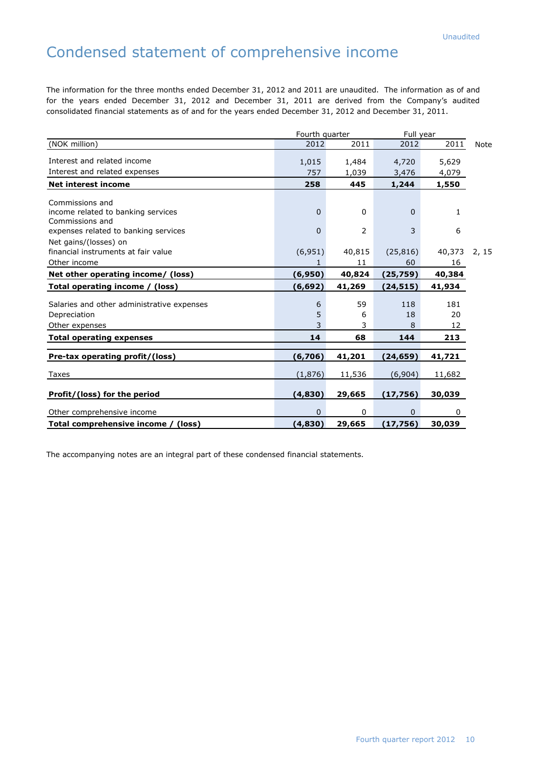Unaudited

# Condensed statement of comprehensive income

The information for the three months ended December 31, 2012 and 2011 are unaudited. The information as of and for the years ended December 31, 2012 and December 31, 2011 are derived from the Company's audited consolidated financial statements as of and for the years ended December 31, 2012 and December 31, 2011.

| | Fourth quarter | | Full year | | |
|---|---|---|---|---|---|
| (NOK million) | 2012 | 2011 | 2012 | 2011 | Note |
| Interest and related income | 1,015 | 1,484 | 4,720 | 5,629 | |
| Interest and related expenses | 757 | 1,039 | 3,476 | 4,079 | |
| **Net interest income** | **258** | **445** | **1,244** | **1,550** | |
| Commissions and income related to banking services | 0 | 0 | 0 | 1 | |
| Commissions and expenses related to banking services | 0 | 2 | 3 | 6 | |
| Net gains/(losses) on financial instruments at fair value | (6,951) | 40,815 | (25,816) | 40,373 | 2, 15 |
| Other income | 1 | 11 | 60 | 16 | |
| **Net other operating income/ (loss)** | **(6,950)** | **40,824** | **(25,759)** | **40,384** | |
| **Total operating income / (loss)** | **(6,692)** | **41,269** | **(24,515)** | **41,934** | |
| Salaries and other administrative expenses | 6 | 59 | 118 | 181 | |
| Depreciation | 5 | 6 | 18 | 20 | |
| Other expenses | 3 | 3 | 8 | 12 | |
| **Total operating expenses** | **14** | **68** | **144** | **213** | |
| **Pre-tax operating profit/(loss)** | **(6,706)** | **41,201** | **(24,659)** | **41,721** | |
| Taxes | (1,876) | 11,536 | (6,904) | 11,682 | |
| **Profit/(loss) for the period** | **(4,830)** | **29,665** | **(17,756)** | **30,039** | |
| Other comprehensive income | 0 | 0 | 0 | 0 | |
| **Total comprehensive income / (loss)** | **(4,830)** | **29,665** | **(17,756)** | **30,039** | |

The accompanying notes are an integral part of these condensed financial statements.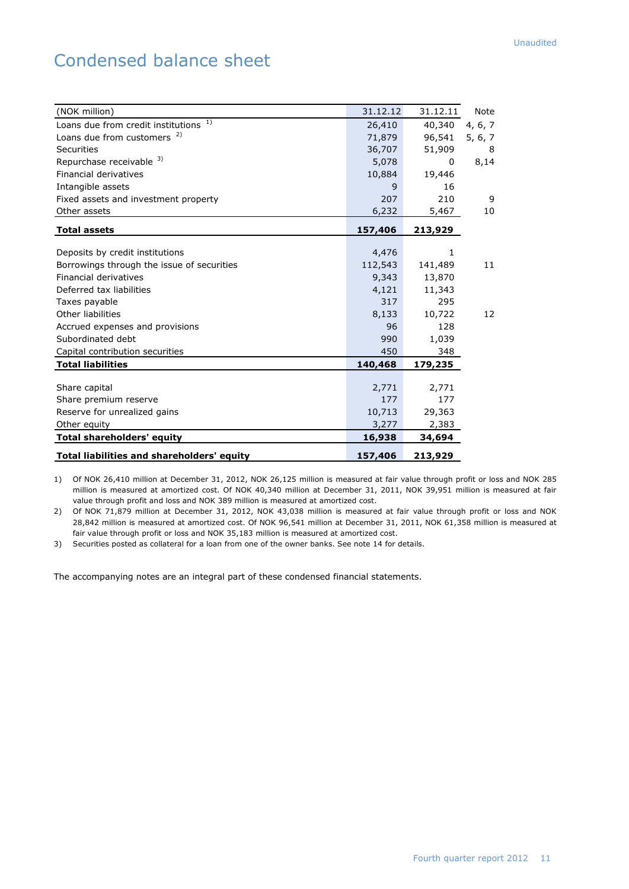Unaudited

# Condensed balance sheet

| (NOK million) | 31.12.12 | 31.12.11 | Note |
|---|---|---|---|
| Loans due from credit institutions [1)] | 26,410 | 40,340 | 4, 6, 7 |
| Loans due from customers [2)] | 71,879 | 96,541 | 5, 6, 7 |
| Securities | 36,707 | 51,909 | 8 |
| Repurchase receivable [3)] | 5,078 | 0 | 8,14 |
| Financial derivatives | 10,884 | 19,446 | |
| Intangible assets | 9 | 16 | |
| Fixed assets and investment property | 207 | 210 | 9 |
| Other assets | 6,232 | 5,467 | 10 |
| **Total assets** | **157,406** | **213,929** | |
| | | | |
| Deposits by credit institutions | 4,476 | 1 | |
| Borrowings through the issue of securities | 112,543 | 141,489 | 11 |
| Financial derivatives | 9,343 | 13,870 | |
| Deferred tax liabilities | 4,121 | 11,343 | |
| Taxes payable | 317 | 295 | |
| Other liabilities | 8,133 | 10,722 | 12 |
| Accrued expenses and provisions | 96 | 128 | |
| Subordinated debt | 990 | 1,039 | |
| Capital contribution securities | 450 | 348 | |
| **Total liabilities** | **140,468** | **179,235** | |
| | | | |
| Share capital | 2,771 | 2,771 | |
| Share premium reserve | 177 | 177 | |
| Reserve for unrealized gains | 10,713 | 29,363 | |
| Other equity | 3,277 | 2,383 | |
| **Total shareholders' equity** | **16,938** | **34,694** | |
| **Total liabilities and shareholders' equity** | **157,406** | **213,929** | |

1) Of NOK 26,410 million at December 31, 2012, NOK 26,125 million is measured at fair value through profit or loss and NOK 285 million is measured at amortized cost. Of NOK 40,340 million at December 31, 2011, NOK 39,951 million is measured at fair value through profit and loss and NOK 389 million is measured at amortized cost.

2) Of NOK 71,879 million at December 31, 2012, NOK 43,038 million is measured at fair value through profit or loss and NOK 28,842 million is measured at amortized cost. Of NOK 96,541 million at December 31, 2011, NOK 61,358 million is measured at fair value through profit or loss and NOK 35,183 million is measured at amortized cost.

3) Securities posted as collateral for a loan from one of the owner banks. See note 14 for details.

The accompanying notes are an integral part of these condensed financial statements.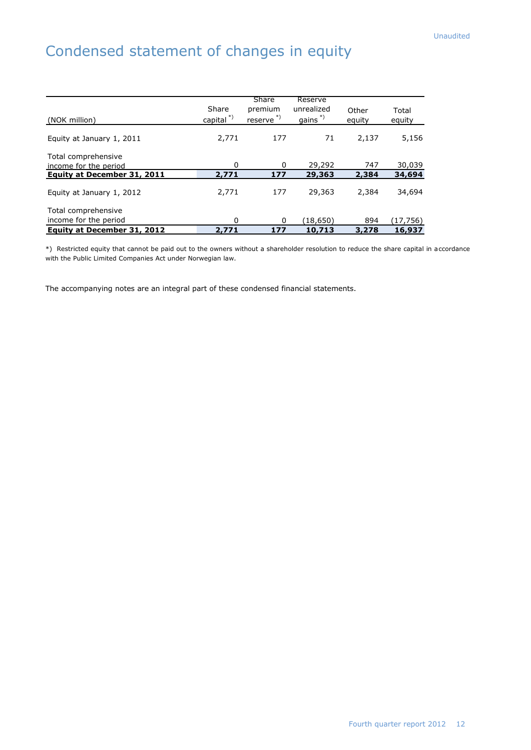Unaudited

# Condensed statement of changes in equity

| (NOK million) | Share capital *) | Share premium reserve *) | Reserve unrealized gains *) | Other equity | Total equity |
|---|---|---|---|---|---|
| Equity at January 1, 2011 | 2,771 | 177 | 71 | 2,137 | 5,156 |
| Total comprehensive income for the period | 0 | 0 | 29,292 | 747 | 30,039 |
| **Equity at December 31, 2011** | **2,771** | **177** | **29,363** | **2,384** | **34,694** |
| Equity at January 1, 2012 | 2,771 | 177 | 29,363 | 2,384 | 34,694 |
| Total comprehensive income for the period | 0 | 0 | (18,650) | 894 | (17,756) |
| **Equity at December 31, 2012** | **2,771** | **177** | **10,713** | **3,278** | **16,937** |

*) Restricted equity that cannot be paid out to the owners without a shareholder resolution to reduce the share capital in accordance with the Public Limited Companies Act under Norwegian law.

The accompanying notes are an integral part of these condensed financial statements.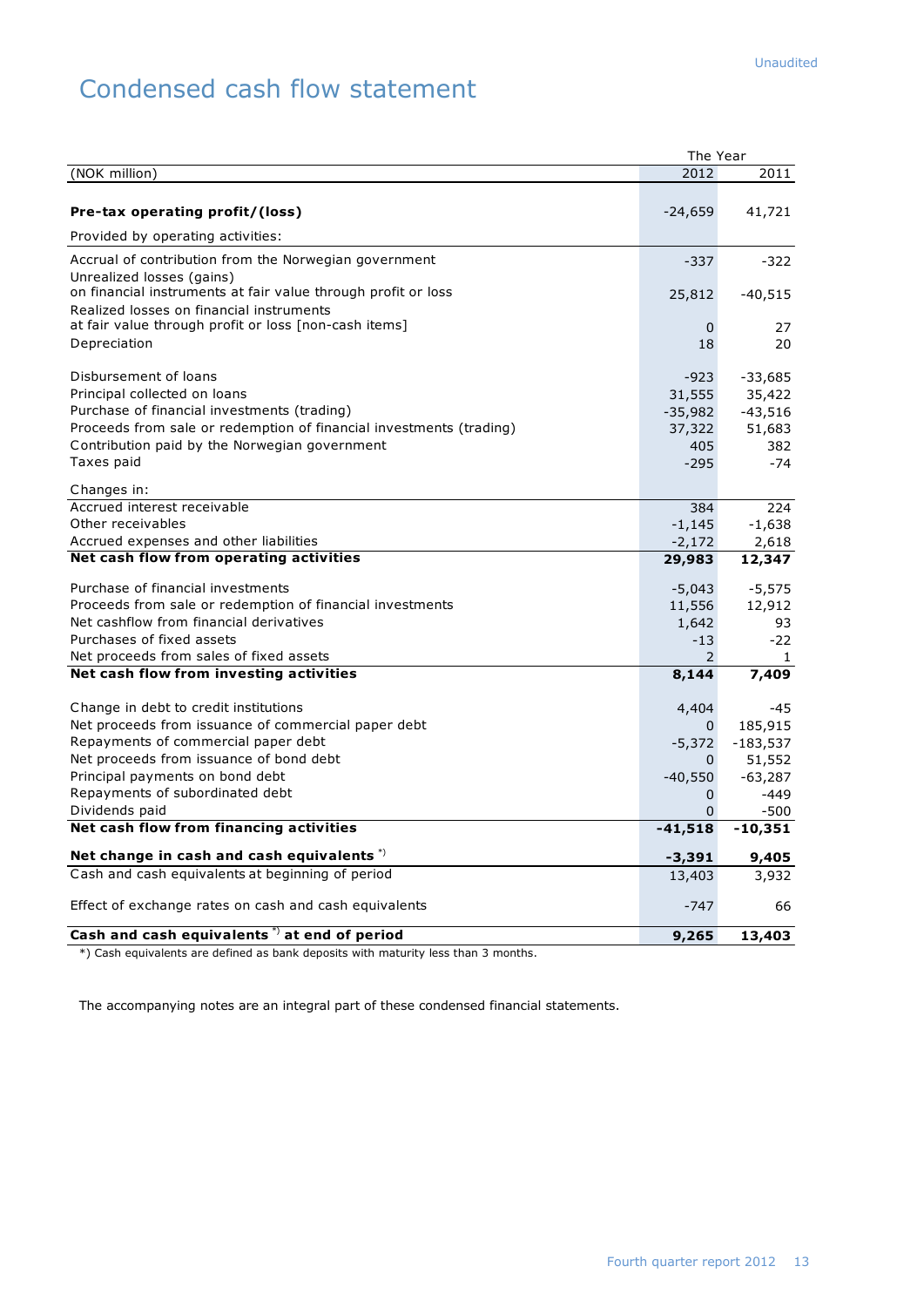Unaudited

# Condensed cash flow statement

| (NOK million) | The Year 2012 | 2011 |
|---|---|---|
| **Pre-tax operating profit/(loss)** | -24,659 | 41,721 |
| Provided by operating activities: | | |
| Accrual of contribution from the Norwegian government | -337 | -322 |
| Unrealized losses (gains) on financial instruments at fair value through profit or loss | 25,812 | -40,515 |
| Realized losses on financial instruments at fair value through profit or loss [non-cash items] | 0 | 27 |
| Depreciation | 18 | 20 |
| Disbursement of loans | -923 | -33,685 |
| Principal collected on loans | 31,555 | 35,422 |
| Purchase of financial investments (trading) | -35,982 | -43,516 |
| Proceeds from sale or redemption of financial investments (trading) | 37,322 | 51,683 |
| Contribution paid by the Norwegian government | 405 | 382 |
| Taxes paid | -295 | -74 |
| Changes in: | | |
| Accrued interest receivable | 384 | 224 |
| Other receivables | -1,145 | -1,638 |
| Accrued expenses and other liabilities | -2,172 | 2,618 |
| **Net cash flow from operating activities** | **29,983** | **12,347** |
| Purchase of financial investments | -5,043 | -5,575 |
| Proceeds from sale or redemption of financial investments | 11,556 | 12,912 |
| Net cashflow from financial derivatives | 1,642 | 93 |
| Purchases of fixed assets | -13 | -22 |
| Net proceeds from sales of fixed assets | 2 | 1 |
| **Net cash flow from investing activities** | **8,144** | **7,409** |
| Change in debt to credit institutions | 4,404 | -45 |
| Net proceeds from issuance of commercial paper debt | 0 | 185,915 |
| Repayments of commercial paper debt | -5,372 | -183,537 |
| Net proceeds from issuance of bond debt | 0 | 51,552 |
| Principal payments on bond debt | -40,550 | -63,287 |
| Repayments of subordinated debt | 0 | -449 |
| Dividends paid | 0 | -500 |
| **Net cash flow from financing activities** | **-41,518** | **-10,351** |
| **Net change in cash and cash equivalents \*)** | **-3,391** | **9,405** |
| Cash and cash equivalents at beginning of period | 13,403 | 3,932 |
| Effect of exchange rates on cash and cash equivalents | -747 | 66 |
| **Cash and cash equivalents \*) at end of period** | **9,265** | **13,403** |

*) Cash equivalents are defined as bank deposits with maturity less than 3 months.

The accompanying notes are an integral part of these condensed financial statements.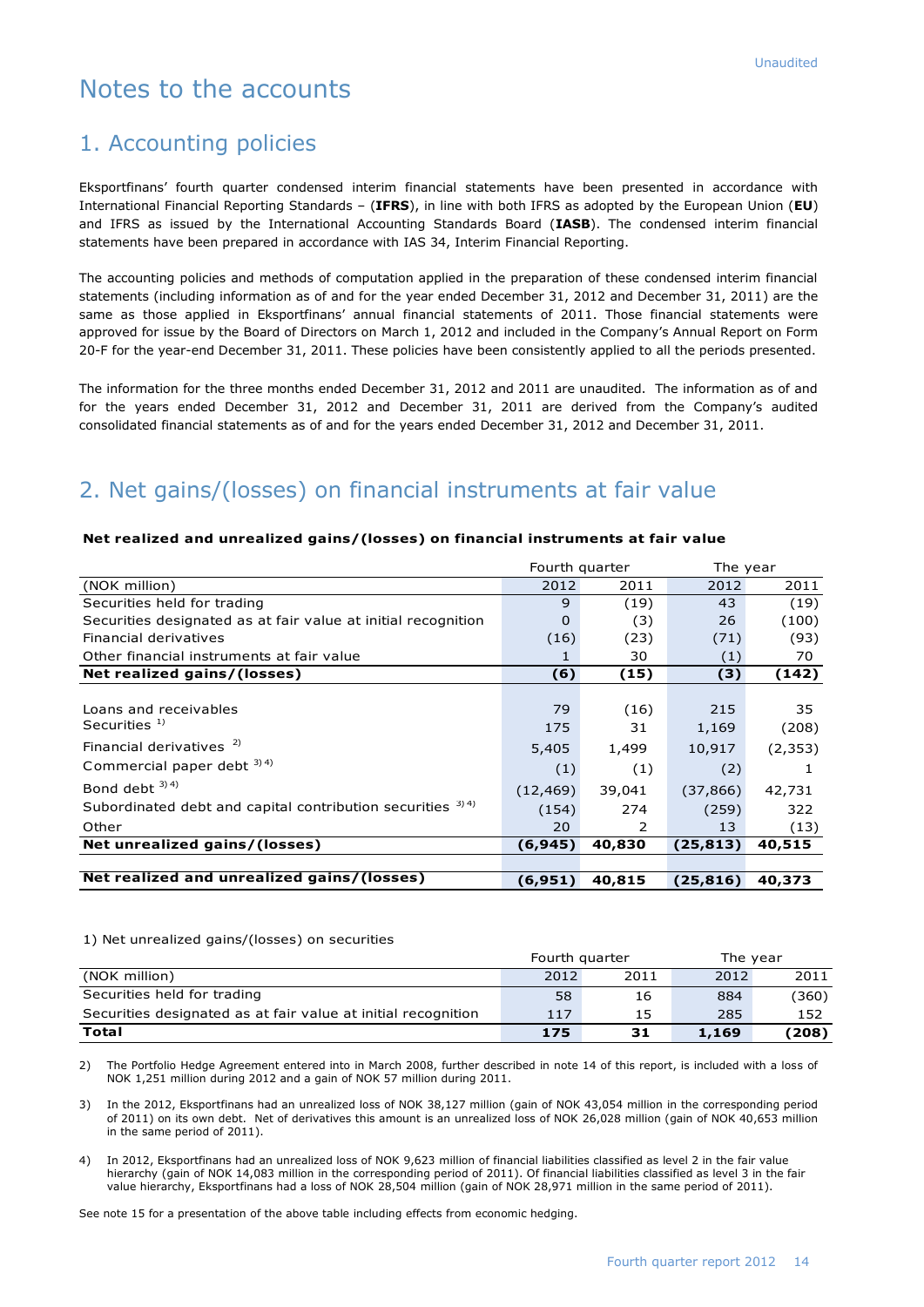# Notes to the accounts

## 1. Accounting policies

Eksportfinans' fourth quarter condensed interim financial statements have been presented in accordance with International Financial Reporting Standards – (**IFRS**), in line with both IFRS as adopted by the European Union (**EU**) and IFRS as issued by the International Accounting Standards Board (**IASB**). The condensed interim financial statements have been prepared in accordance with IAS 34, Interim Financial Reporting.

The accounting policies and methods of computation applied in the preparation of these condensed interim financial statements (including information as of and for the year ended December 31, 2012 and December 31, 2011) are the same as those applied in Eksportfinans' annual financial statements of 2011. Those financial statements were approved for issue by the Board of Directors on March 1, 2012 and included in the Company's Annual Report on Form 20-F for the year-end December 31, 2011. These policies have been consistently applied to all the periods presented.

The information for the three months ended December 31, 2012 and 2011 are unaudited. The information as of and for the years ended December 31, 2012 and December 31, 2011 are derived from the Company's audited consolidated financial statements as of and for the years ended December 31, 2012 and December 31, 2011.

## 2. Net gains/(losses) on financial instruments at fair value

**Net realized and unrealized gains/(losses) on financial instruments at fair value**

| | Fourth quarter | | The year | |
|---|---|---|---|---|
| (NOK million) | 2012 | 2011 | 2012 | 2011 |
| Securities held for trading | 9 | (19) | 43 | (19) |
| Securities designated as at fair value at initial recognition | 0 | (3) | 26 | (100) |
| Financial derivatives | (16) | (23) | (71) | (93) |
| Other financial instruments at fair value | 1 | 30 | (1) | 70 |
| **Net realized gains/(losses)** | **(6)** | **(15)** | **(3)** | **(142)** |
| | | | | |
| Loans and receivables | 79 | (16) | 215 | 35 |
| Securities [1] | 175 | 31 | 1,169 | (208) |
| Financial derivatives [2] | 5,405 | 1,499 | 10,917 | (2,353) |
| Commercial paper debt [3] [4] | (1) | (1) | (2) | 1 |
| Bond debt [3] [4] | (12,469) | 39,041 | (37,866) | 42,731 |
| Subordinated debt and capital contribution securities [3] [4] | (154) | 274 | (259) | 322 |
| Other | 20 | 2 | 13 | (13) |
| **Net unrealized gains/(losses)** | **(6,945)** | **40,830** | **(25,813)** | **40,515** |
| | | | | |
| **Net realized and unrealized gains/(losses)** | **(6,951)** | **40,815** | **(25,816)** | **40,373** |

1) Net unrealized gains/(losses) on securities

| | Fourth quarter | | The year | |
|---|---|---|---|---|
| (NOK million) | 2012 | 2011 | 2012 | 2011 |
| Securities held for trading | 58 | 16 | 884 | (360) |
| Securities designated as at fair value at initial recognition | 117 | 15 | 285 | 152 |
| **Total** | **175** | **31** | **1,169** | **(208)** |

2) The Portfolio Hedge Agreement entered into in March 2008, further described in note 14 of this report, is included with a loss of NOK 1,251 million during 2012 and a gain of NOK 57 million during 2011.

3) In the 2012, Eksportfinans had an unrealized loss of NOK 38,127 million (gain of NOK 43,054 million in the corresponding period of 2011) on its own debt. Net of derivatives this amount is an unrealized loss of NOK 26,028 million (gain of NOK 40,653 million in the same period of 2011).

4) In 2012, Eksportfinans had an unrealized loss of NOK 9,623 million of financial liabilities classified as level 2 in the fair value hierarchy (gain of NOK 14,083 million in the corresponding period of 2011). Of financial liabilities classified as level 3 in the fair value hierarchy, Eksportfinans had a loss of NOK 28,504 million (gain of NOK 28,971 million in the same period of 2011).

See note 15 for a presentation of the above table including effects from economic hedging.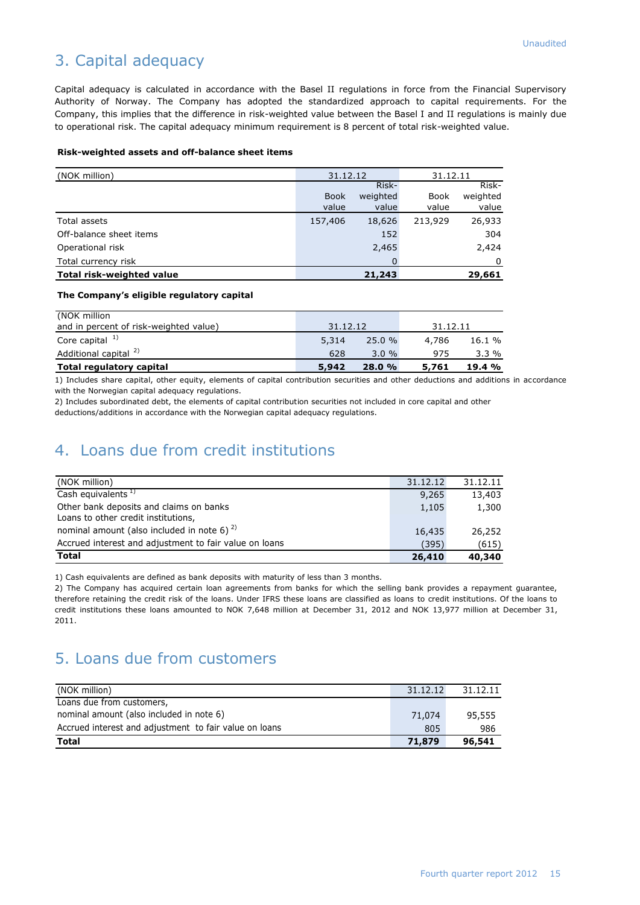Unaudited

## 3. Capital adequacy

Capital adequacy is calculated in accordance with the Basel II regulations in force from the Financial Supervisory Authority of Norway. The Company has adopted the standardized approach to capital requirements. For the Company, this implies that the difference in risk-weighted value between the Basel I and II regulations is mainly due to operational risk. The capital adequacy minimum requirement is 8 percent of total risk-weighted value.

**Risk-weighted assets and off-balance sheet items**

| (NOK million) | 31.12.12 | | 31.12.11 | |
|---|---|---|---|---|
| | Book value | Risk-weighted value | Book value | Risk-weighted value |
| Total assets | 157,406 | 18,626 | 213,929 | 26,933 |
| Off-balance sheet items | | 152 | | 304 |
| Operational risk | | 2,465 | | 2,424 |
| Total currency risk | | 0 | | 0 |
| **Total risk-weighted value** | | **21,243** | | **29,661** |

**The Company's eligible regulatory capital**

| (NOK million and in percent of risk-weighted value) | 31.12.12 | | 31.12.11 | |
|---|---|---|---|---|
| Core capital [1] | 5,314 | 25.0 % | 4,786 | 16.1 % |
| Additional capital [2] | 628 | 3.0 % | 975 | 3.3 % |
| **Total regulatory capital** | **5,942** | **28.0 %** | **5,761** | **19.4 %** |

1) Includes share capital, other equity, elements of capital contribution securities and other deductions and additions in accordance with the Norwegian capital adequacy regulations.

2) Includes subordinated debt, the elements of capital contribution securities not included in core capital and other deductions/additions in accordance with the Norwegian capital adequacy regulations.

## 4. Loans due from credit institutions

| (NOK million) | 31.12.12 | 31.12.11 |
|---|---|---|
| Cash equivalents [1] | 9,265 | 13,403 |
| Other bank deposits and claims on banks | 1,105 | 1,300 |
| Loans to other credit institutions, nominal amount (also included in note 6) [2] | 16,435 | 26,252 |
| Accrued interest and adjustment to fair value on loans | (395) | (615) |
| **Total** | **26,410** | **40,340** |

1) Cash equivalents are defined as bank deposits with maturity of less than 3 months.

2) The Company has acquired certain loan agreements from banks for which the selling bank provides a repayment guarantee, therefore retaining the credit risk of the loans. Under IFRS these loans are classified as loans to credit institutions. Of the loans to credit institutions these loans amounted to NOK 7,648 million at December 31, 2012 and NOK 13,977 million at December 31, 2011.

## 5. Loans due from customers

| (NOK million) | 31.12.12 | 31.12.11 |
|---|---|---|
| Loans due from customers, nominal amount (also included in note 6) | 71,074 | 95,555 |
| Accrued interest and adjustment to fair value on loans | 805 | 986 |
| **Total** | **71,879** | **96,541** |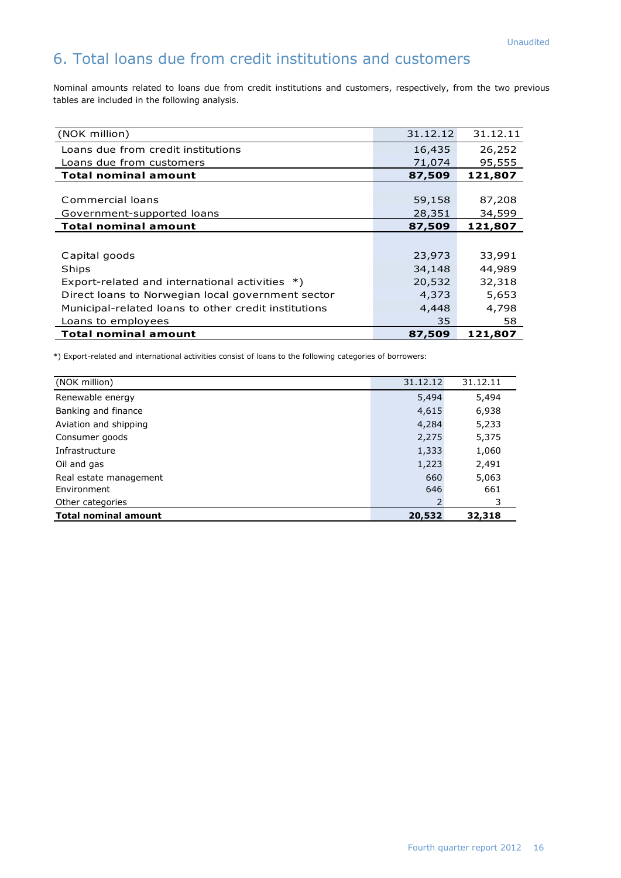Unaudited

# 6. Total loans due from credit institutions and customers

Nominal amounts related to loans due from credit institutions and customers, respectively, from the two previous tables are included in the following analysis.

| (NOK million) | 31.12.12 | 31.12.11 |
|---|---|---|
| Loans due from credit institutions | 16,435 | 26,252 |
| Loans due from customers | 71,074 | 95,555 |
| **Total nominal amount** | **87,509** | **121,807** |
| | | |
| Commercial loans | 59,158 | 87,208 |
| Government-supported loans | 28,351 | 34,599 |
| **Total nominal amount** | **87,509** | **121,807** |
| | | |
| Capital goods | 23,973 | 33,991 |
| Ships | 34,148 | 44,989 |
| Export-related and international activities *) | 20,532 | 32,318 |
| Direct loans to Norwegian local government sector | 4,373 | 5,653 |
| Municipal-related loans to other credit institutions | 4,448 | 4,798 |
| Loans to employees | 35 | 58 |
| **Total nominal amount** | **87,509** | **121,807** |

*) Export-related and international activities consist of loans to the following categories of borrowers:

| (NOK million) | 31.12.12 | 31.12.11 |
|---|---|---|
| Renewable energy | 5,494 | 5,494 |
| Banking and finance | 4,615 | 6,938 |
| Aviation and shipping | 4,284 | 5,233 |
| Consumer goods | 2,275 | 5,375 |
| Infrastructure | 1,333 | 1,060 |
| Oil and gas | 1,223 | 2,491 |
| Real estate management | 660 | 5,063 |
| Environment | 646 | 661 |
| Other categories | 2 | 3 |
| **Total nominal amount** | **20,532** | **32,318** |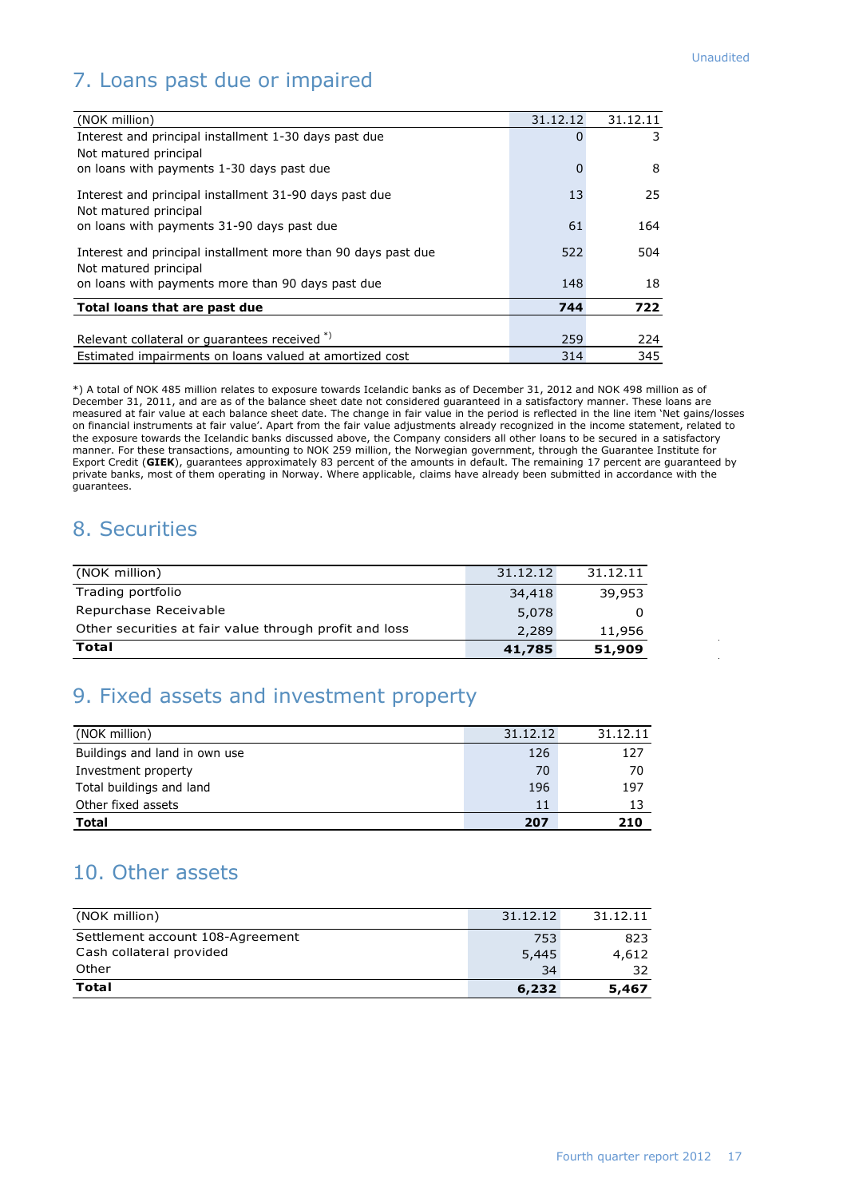## 7. Loans past due or impaired

| (NOK million) | 31.12.12 | 31.12.11 |
|---|---|---|
| Interest and principal installment 1-30 days past due | 0 | 3 |
| Not matured principal<br>on loans with payments 1-30 days past due | 0 | 8 |
| Interest and principal installment 31-90 days past due | 13 | 25 |
| Not matured principal<br>on loans with payments 31-90 days past due | 61 | 164 |
| Interest and principal installment more than 90 days past due | 522 | 504 |
| Not matured principal<br>on loans with payments more than 90 days past due | 148 | 18 |
| **Total loans that are past due** | **744** | **722** |
| Relevant collateral or guarantees received *) | 259 | 224 |
| Estimated impairments on loans valued at amortized cost | 314 | 345 |

*) A total of NOK 485 million relates to exposure towards Icelandic banks as of December 31, 2012 and NOK 498 million as of December 31, 2011, and are as of the balance sheet date not considered guaranteed in a satisfactory manner. These loans are measured at fair value at each balance sheet date. The change in fair value in the period is reflected in the line item 'Net gains/losses on financial instruments at fair value'. Apart from the fair value adjustments already recognized in the income statement, related to the exposure towards the Icelandic banks discussed above, the Company considers all other loans to be secured in a satisfactory manner. For these transactions, amounting to NOK 259 million, the Norwegian government, through the Guarantee Institute for Export Credit (**GIEK**), guarantees approximately 83 percent of the amounts in default. The remaining 17 percent are guaranteed by private banks, most of them operating in Norway. Where applicable, claims have already been submitted in accordance with the guarantees.

## 8. Securities

| (NOK million) | 31.12.12 | 31.12.11 |
|---|---|---|
| Trading portfolio | 34,418 | 39,953 |
| Repurchase Receivable | 5,078 | 0 |
| Other securities at fair value through profit and loss | 2,289 | 11,956 |
| **Total** | **41,785** | **51,909** |

## 9. Fixed assets and investment property

| (NOK million) | 31.12.12 | 31.12.11 |
|---|---|---|
| Buildings and land in own use | 126 | 127 |
| Investment property | 70 | 70 |
| Total buildings and land | 196 | 197 |
| Other fixed assets | 11 | 13 |
| **Total** | **207** | **210** |

## 10. Other assets

| (NOK million) | 31.12.12 | 31.12.11 |
|---|---|---|
| Settlement account 108-Agreement | 753 | 823 |
| Cash collateral provided | 5,445 | 4,612 |
| Other | 34 | 32 |
| **Total** | **6,232** | **5,467** |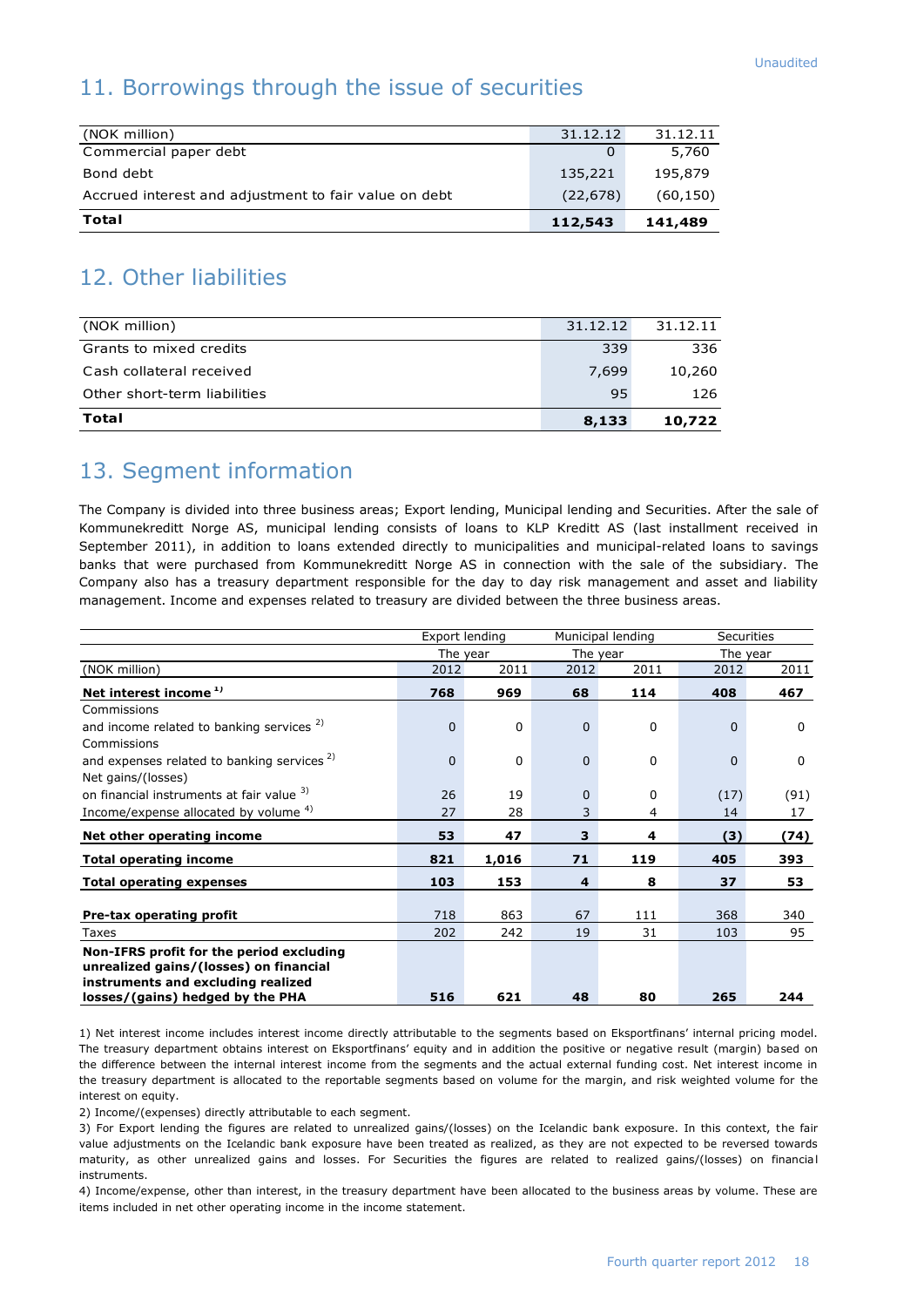Unaudited

## 11. Borrowings through the issue of securities

| (NOK million) | 31.12.12 | 31.12.11 |
|---|---|---|
| Commercial paper debt | 0 | 5,760 |
| Bond debt | 135,221 | 195,879 |
| Accrued interest and adjustment to fair value on debt | (22,678) | (60,150) |
| **Total** | **112,543** | **141,489** |

## 12. Other liabilities

| (NOK million) | 31.12.12 | 31.12.11 |
|---|---|---|
| Grants to mixed credits | 339 | 336 |
| Cash collateral received | 7,699 | 10,260 |
| Other short-term liabilities | 95 | 126 |
| **Total** | **8,133** | **10,722** |

## 13. Segment information

The Company is divided into three business areas; Export lending, Municipal lending and Securities. After the sale of Kommunekreditt Norge AS, municipal lending consists of loans to KLP Kreditt AS (last installment received in September 2011), in addition to loans extended directly to municipalities and municipal-related loans to savings banks that were purchased from Kommunekreditt Norge AS in connection with the sale of the subsidiary. The Company also has a treasury department responsible for the day to day risk management and asset and liability management. Income and expenses related to treasury are divided between the three business areas.

| | Export lending | | Municipal lending | | Securities | |
|---|---|---|---|---|---|---|
| | The year | | The year | | The year | |
| (NOK million) | 2012 | 2011 | 2012 | 2011 | 2012 | 2011 |
| **Net interest income** [1] | **768** | **969** | **68** | **114** | **408** | **467** |
| Commissions and income related to banking services [2] | 0 | 0 | 0 | 0 | 0 | 0 |
| Commissions and expenses related to banking services [2] | 0 | 0 | 0 | 0 | 0 | 0 |
| Net gains/(losses) on financial instruments at fair value [3] | 26 | 19 | 0 | 0 | (17) | (91) |
| Income/expense allocated by volume [4] | 27 | 28 | 3 | 4 | 14 | 17 |
| **Net other operating income** | **53** | **47** | **3** | **4** | **(3)** | **(74)** |
| **Total operating income** | **821** | **1,016** | **71** | **119** | **405** | **393** |
| **Total operating expenses** | **103** | **153** | **4** | **8** | **37** | **53** |
| **Pre-tax operating profit** | 718 | 863 | 67 | 111 | 368 | 340 |
| Taxes | 202 | 242 | 19 | 31 | 103 | 95 |
| **Non-IFRS profit for the period excluding unrealized gains/(losses) on financial instruments and excluding realized losses/(gains) hedged by the PHA** | **516** | **621** | **48** | **80** | **265** | **244** |

1) Net interest income includes interest income directly attributable to the segments based on Eksportfinans' internal pricing model. The treasury department obtains interest on Eksportfinans' equity and in addition the positive or negative result (margin) based on the difference between the internal interest income from the segments and the actual external funding cost. Net interest income in the treasury department is allocated to the reportable segments based on volume for the margin, and risk weighted volume for the interest on equity.

2) Income/(expenses) directly attributable to each segment.

3) For Export lending the figures are related to unrealized gains/(losses) on the Icelandic bank exposure. In this context, the fair value adjustments on the Icelandic bank exposure have been treated as realized, as they are not expected to be reversed towards maturity, as other unrealized gains and losses. For Securities the figures are related to realized gains/(losses) on financial instruments.

4) Income/expense, other than interest, in the treasury department have been allocated to the business areas by volume. These are items included in net other operating income in the income statement.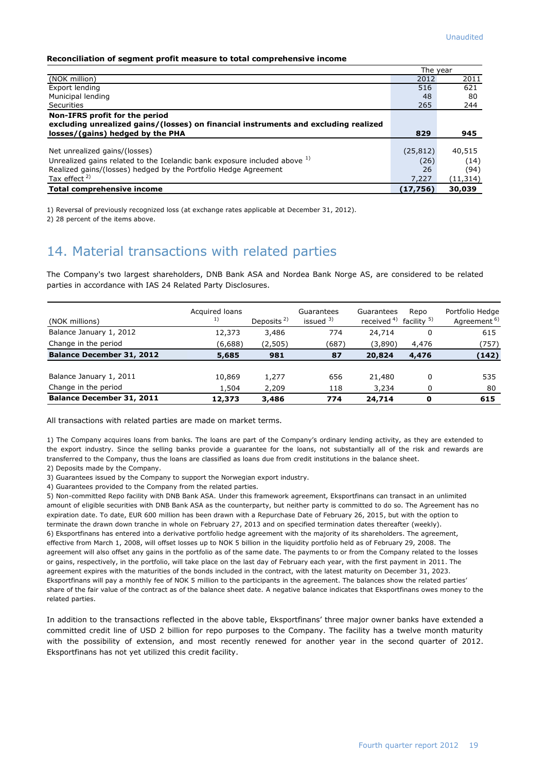Unaudited

**Reconciliation of segment profit measure to total comprehensive income**

| (NOK million) | The year 2012 | 2011 |
|---|---|---|
| Export lending | 516 | 621 |
| Municipal lending | 48 | 80 |
| Securities | 265 | 244 |
| **Non-IFRS profit for the period excluding unrealized gains/(losses) on financial instruments and excluding realized losses/(gains) hedged by the PHA** | **829** | **945** |
| | | |
| Net unrealized gains/(losses) | (25,812) | 40,515 |
| Unrealized gains related to the Icelandic bank exposure included above [1] | (26) | (14) |
| Realized gains/(losses) hedged by the Portfolio Hedge Agreement | 26 | (94) |
| Tax effect [2] | 7,227 | (11,314) |
| **Total comprehensive income** | **(17,756)** | **30,039** |

1) Reversal of previously recognized loss (at exchange rates applicable at December 31, 2012).

2) 28 percent of the items above.

# 14. Material transactions with related parties

The Company's two largest shareholders, DNB Bank ASA and Nordea Bank Norge AS, are considered to be related parties in accordance with IAS 24 Related Party Disclosures.

| (NOK millions) | Acquired loans [1] | Deposits [2] | Guarantees issued [3] | Guarantees received [4] | Repo facility [5] | Portfolio Hedge Agreement [6] |
|---|---|---|---|---|---|---|
| Balance January 1, 2012 | 12,373 | 3,486 | 774 | 24,714 | 0 | 615 |
| Change in the period | (6,688) | (2,505) | (687) | (3,890) | 4,476 | (757) |
| **Balance December 31, 2012** | **5,685** | **981** | **87** | **20,824** | **4,476** | **(142)** |
| | | | | | | |
| Balance January 1, 2011 | 10,869 | 1,277 | 656 | 21,480 | 0 | 535 |
| Change in the period | 1,504 | 2,209 | 118 | 3,234 | 0 | 80 |
| **Balance December 31, 2011** | **12,373** | **3,486** | **774** | **24,714** | **0** | **615** |

All transactions with related parties are made on market terms.

1) The Company acquires loans from banks. The loans are part of the Company's ordinary lending activity, as they are extended to the export industry. Since the selling banks provide a guarantee for the loans, not substantially all of the risk and rewards are transferred to the Company, thus the loans are classified as loans due from credit institutions in the balance sheet.

2) Deposits made by the Company.

3) Guarantees issued by the Company to support the Norwegian export industry.

4) Guarantees provided to the Company from the related parties.

5) Non-committed Repo facility with DNB Bank ASA. Under this framework agreement, Eksportfinans can transact in an unlimited amount of eligible securities with DNB Bank ASA as the counterparty, but neither party is committed to do so. The Agreement has no expiration date. To date, EUR 600 million has been drawn with a Repurchase Date of February 26, 2015, but with the option to terminate the drawn down tranche in whole on February 27, 2013 and on specified termination dates thereafter (weekly).

6) Eksportfinans has entered into a derivative portfolio hedge agreement with the majority of its shareholders. The agreement, effective from March 1, 2008, will offset losses up to NOK 5 billion in the liquidity portfolio held as of February 29, 2008. The agreement will also offset any gains in the portfolio as of the same date. The payments to or from the Company related to the losses or gains, respectively, in the portfolio, will take place on the last day of February each year, with the first payment in 2011. The agreement expires with the maturities of the bonds included in the contract, with the latest maturity on December 31, 2023. Eksportfinans will pay a monthly fee of NOK 5 million to the participants in the agreement. The balances show the related parties' share of the fair value of the contract as of the balance sheet date. A negative balance indicates that Eksportfinans owes money to the related parties.

In addition to the transactions reflected in the above table, Eksportfinans' three major owner banks have extended a committed credit line of USD 2 billion for repo purposes to the Company. The facility has a twelve month maturity with the possibility of extension, and most recently renewed for another year in the second quarter of 2012. Eksportfinans has not yet utilized this credit facility.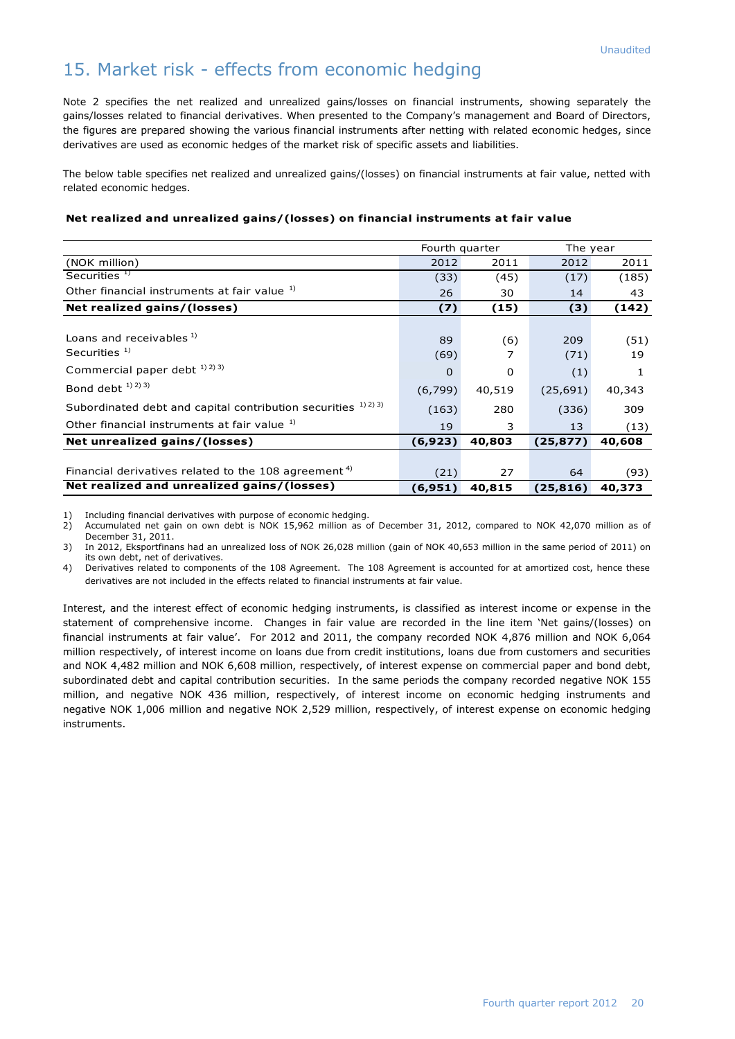Unaudited

# 15. Market risk - effects from economic hedging

Note 2 specifies the net realized and unrealized gains/losses on financial instruments, showing separately the gains/losses related to financial derivatives. When presented to the Company's management and Board of Directors, the figures are prepared showing the various financial instruments after netting with related economic hedges, since derivatives are used as economic hedges of the market risk of specific assets and liabilities.

The below table specifies net realized and unrealized gains/(losses) on financial instruments at fair value, netted with related economic hedges.

**Net realized and unrealized gains/(losses) on financial instruments at fair value**

| | Fourth quarter | | The year | |
|---|---|---|---|---|
| (NOK million) | 2012 | 2011 | 2012 | 2011 |
| Securities [1] | (33) | (45) | (17) | (185) |
| Other financial instruments at fair value [1] | 26 | 30 | 14 | 43 |
| **Net realized gains/(losses)** | **(7)** | **(15)** | **(3)** | **(142)** |
| | | | | |
| Loans and receivables [1] | 89 | (6) | 209 | (51) |
| Securities [1] | (69) | 7 | (71) | 19 |
| Commercial paper debt [1) 2) 3)] | 0 | 0 | (1) | 1 |
| Bond debt [1) 2) 3)] | (6,799) | 40,519 | (25,691) | 40,343 |
| Subordinated debt and capital contribution securities [1) 2) 3)] | (163) | 280 | (336) | 309 |
| Other financial instruments at fair value [1] | 19 | 3 | 13 | (13) |
| **Net unrealized gains/(losses)** | **(6,923)** | **40,803** | **(25,877)** | **40,608** |
| | | | | |
| Financial derivatives related to the 108 agreement [4] | (21) | 27 | 64 | (93) |
| **Net realized and unrealized gains/(losses)** | **(6,951)** | **40,815** | **(25,816)** | **40,373** |

1) Including financial derivatives with purpose of economic hedging.
2) Accumulated net gain on own debt is NOK 15,962 million as of December 31, 2012, compared to NOK 42,070 million as of December 31, 2011.
3) In 2012, Eksportfinans had an unrealized loss of NOK 26,028 million (gain of NOK 40,653 million in the same period of 2011) on its own debt, net of derivatives.
4) Derivatives related to components of the 108 Agreement. The 108 Agreement is accounted for at amortized cost, hence these derivatives are not included in the effects related to financial instruments at fair value.

Interest, and the interest effect of economic hedging instruments, is classified as interest income or expense in the statement of comprehensive income. Changes in fair value are recorded in the line item 'Net gains/(losses) on financial instruments at fair value'. For 2012 and 2011, the company recorded NOK 4,876 million and NOK 6,064 million respectively, of interest income on loans due from credit institutions, loans due from customers and securities and NOK 4,482 million and NOK 6,608 million, respectively, of interest expense on commercial paper and bond debt, subordinated debt and capital contribution securities. In the same periods the company recorded negative NOK 155 million, and negative NOK 436 million, respectively, of interest income on economic hedging instruments and negative NOK 1,006 million and negative NOK 2,529 million, respectively, of interest expense on economic hedging instruments.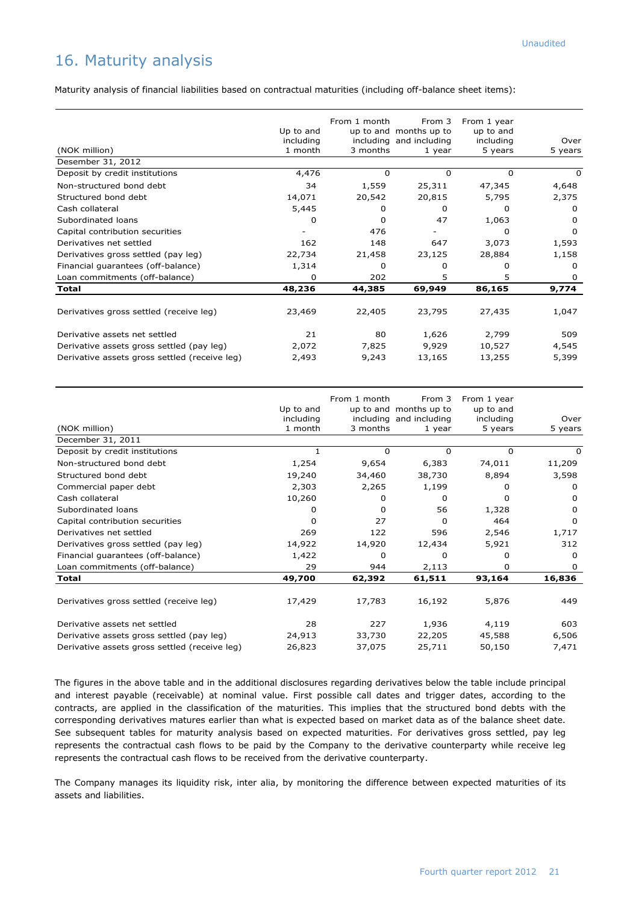Unaudited

# 16. Maturity analysis

Maturity analysis of financial liabilities based on contractual maturities (including off-balance sheet items):

| (NOK million) | Up to and including 1 month | From 1 month up to and including 3 months | From 3 months up to and including 1 year | From 1 year up to and including 5 years | Over 5 years |
|---|---|---|---|---|---|
| Desember 31, 2012 | | | | | |
| Deposit by credit institutions | 4,476 | 0 | 0 | 0 | 0 |
| Non-structured bond debt | 34 | 1,559 | 25,311 | 47,345 | 4,648 |
| Structured bond debt | 14,071 | 20,542 | 20,815 | 5,795 | 2,375 |
| Cash collateral | 5,445 | 0 | 0 | 0 | 0 |
| Subordinated loans | 0 | 0 | 47 | 1,063 | 0 |
| Capital contribution securities | - | 476 | - | 0 | 0 |
| Derivatives net settled | 162 | 148 | 647 | 3,073 | 1,593 |
| Derivatives gross settled (pay leg) | 22,734 | 21,458 | 23,125 | 28,884 | 1,158 |
| Financial guarantees (off-balance) | 1,314 | 0 | 0 | 0 | 0 |
| Loan commitments (off-balance) | 0 | 202 | 5 | 5 | 0 |
| **Total** | **48,236** | **44,385** | **69,949** | **86,165** | **9,774** |
| | | | | | |
| Derivatives gross settled (receive leg) | 23,469 | 22,405 | 23,795 | 27,435 | 1,047 |
| | | | | | |
| Derivative assets net settled | 21 | 80 | 1,626 | 2,799 | 509 |
| Derivative assets gross settled (pay leg) | 2,072 | 7,825 | 9,929 | 10,527 | 4,545 |
| Derivative assets gross settled (receive leg) | 2,493 | 9,243 | 13,165 | 13,255 | 5,399 |

| (NOK million) | Up to and including 1 month | From 1 month up to and including 3 months | From 3 months up to and including 1 year | From 1 year up to and including 5 years | Over 5 years |
|---|---|---|---|---|---|
| December 31, 2011 | | | | | |
| Deposit by credit institutions | 1 | 0 | 0 | 0 | 0 |
| Non-structured bond debt | 1,254 | 9,654 | 6,383 | 74,011 | 11,209 |
| Structured bond debt | 19,240 | 34,460 | 38,730 | 8,894 | 3,598 |
| Commercial paper debt | 2,303 | 2,265 | 1,199 | 0 | 0 |
| Cash collateral | 10,260 | 0 | 0 | 0 | 0 |
| Subordinated loans | 0 | 0 | 56 | 1,328 | 0 |
| Capital contribution securities | 0 | 27 | 0 | 464 | 0 |
| Derivatives net settled | 269 | 122 | 596 | 2,546 | 1,717 |
| Derivatives gross settled (pay leg) | 14,922 | 14,920 | 12,434 | 5,921 | 312 |
| Financial guarantees (off-balance) | 1,422 | 0 | 0 | 0 | 0 |
| Loan commitments (off-balance) | 29 | 944 | 2,113 | 0 | 0 |
| **Total** | **49,700** | **62,392** | **61,511** | **93,164** | **16,836** |
| | | | | | |
| Derivatives gross settled (receive leg) | 17,429 | 17,783 | 16,192 | 5,876 | 449 |
| | | | | | |
| Derivative assets net settled | 28 | 227 | 1,936 | 4,119 | 603 |
| Derivative assets gross settled (pay leg) | 24,913 | 33,730 | 22,205 | 45,588 | 6,506 |
| Derivative assets gross settled (receive leg) | 26,823 | 37,075 | 25,711 | 50,150 | 7,471 |

The figures in the above table and in the additional disclosures regarding derivatives below the table include principal and interest payable (receivable) at nominal value. First possible call dates and trigger dates, according to the contracts, are applied in the classification of the maturities. This implies that the structured bond debts with the corresponding derivatives matures earlier than what is expected based on market data as of the balance sheet date. See subsequent tables for maturity analysis based on expected maturities. For derivatives gross settled, pay leg represents the contractual cash flows to be paid by the Company to the derivative counterparty while receive leg represents the contractual cash flows to be received from the derivative counterparty.

The Company manages its liquidity risk, inter alia, by monitoring the difference between expected maturities of its assets and liabilities.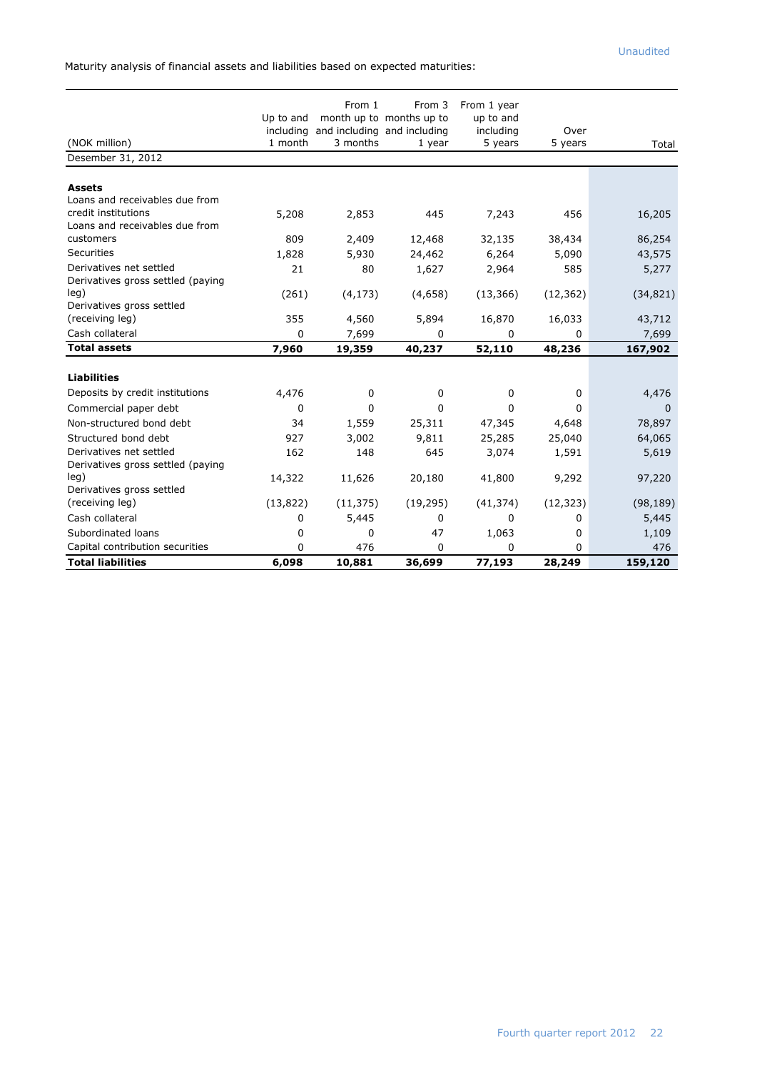Unaudited

Maturity analysis of financial assets and liabilities based on expected maturities:

| (NOK million) | Up to and including 1 month | From 1 month up to and including 3 months | From 3 months up to and including 1 year | From 1 year up to and including 5 years | Over 5 years | Total |
|---|---|---|---|---|---|---|
| Desember 31, 2012 | | | | | | |
| **Assets** | | | | | | |
| Loans and receivables due from credit institutions | 5,208 | 2,853 | 445 | 7,243 | 456 | 16,205 |
| Loans and receivables due from customers | 809 | 2,409 | 12,468 | 32,135 | 38,434 | 86,254 |
| Securities | 1,828 | 5,930 | 24,462 | 6,264 | 5,090 | 43,575 |
| Derivatives net settled | 21 | 80 | 1,627 | 2,964 | 585 | 5,277 |
| Derivatives gross settled (paying leg) | (261) | (4,173) | (4,658) | (13,366) | (12,362) | (34,821) |
| Derivatives gross settled (receiving leg) | 355 | 4,560 | 5,894 | 16,870 | 16,033 | 43,712 |
| Cash collateral | 0 | 7,699 | 0 | 0 | 0 | 7,699 |
| **Total assets** | **7,960** | **19,359** | **40,237** | **52,110** | **48,236** | **167,902** |
| **Liabilities** | | | | | | |
| Deposits by credit institutions | 4,476 | 0 | 0 | 0 | 0 | 4,476 |
| Commercial paper debt | 0 | 0 | 0 | 0 | 0 | 0 |
| Non-structured bond debt | 34 | 1,559 | 25,311 | 47,345 | 4,648 | 78,897 |
| Structured bond debt | 927 | 3,002 | 9,811 | 25,285 | 25,040 | 64,065 |
| Derivatives net settled | 162 | 148 | 645 | 3,074 | 1,591 | 5,619 |
| Derivatives gross settled (paying leg) | 14,322 | 11,626 | 20,180 | 41,800 | 9,292 | 97,220 |
| Derivatives gross settled (receiving leg) | (13,822) | (11,375) | (19,295) | (41,374) | (12,323) | (98,189) |
| Cash collateral | 0 | 5,445 | 0 | 0 | 0 | 5,445 |
| Subordinated loans | 0 | 0 | 47 | 1,063 | 0 | 1,109 |
| Capital contribution securities | 0 | 476 | 0 | 0 | 0 | 476 |
| **Total liabilities** | **6,098** | **10,881** | **36,699** | **77,193** | **28,249** | **159,120** |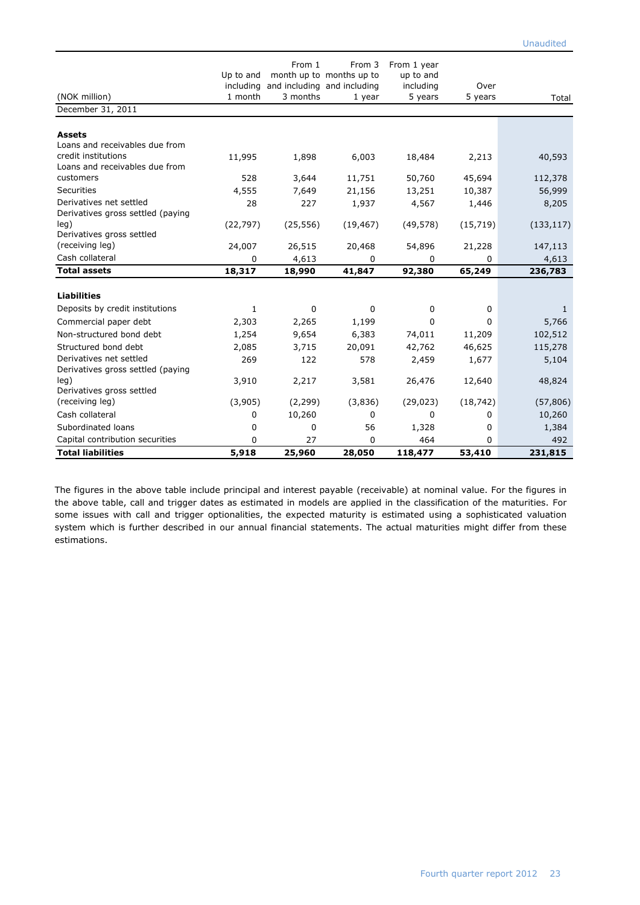Unaudited

| (NOK million) | Up to and including 1 month | From 1 month up to and including 3 months | From 3 months up to and including 1 year | From 1 year up to and including 5 years | Over 5 years | Total |
|---|---|---|---|---|---|---|
| December 31, 2011 | | | | | | |
| **Assets** | | | | | | |
| Loans and receivables due from credit institutions | 11,995 | 1,898 | 6,003 | 18,484 | 2,213 | 40,593 |
| Loans and receivables due from customers | 528 | 3,644 | 11,751 | 50,760 | 45,694 | 112,378 |
| Securities | 4,555 | 7,649 | 21,156 | 13,251 | 10,387 | 56,999 |
| Derivatives net settled | 28 | 227 | 1,937 | 4,567 | 1,446 | 8,205 |
| Derivatives gross settled (paying leg) | (22,797) | (25,556) | (19,467) | (49,578) | (15,719) | (133,117) |
| Derivatives gross settled (receiving leg) | 24,007 | 26,515 | 20,468 | 54,896 | 21,228 | 147,113 |
| Cash collateral | 0 | 4,613 | 0 | 0 | 0 | 4,613 |
| **Total assets** | **18,317** | **18,990** | **41,847** | **92,380** | **65,249** | **236,783** |
| **Liabilities** | | | | | | |
| Deposits by credit institutions | 1 | 0 | 0 | 0 | 0 | 1 |
| Commercial paper debt | 2,303 | 2,265 | 1,199 | 0 | 0 | 5,766 |
| Non-structured bond debt | 1,254 | 9,654 | 6,383 | 74,011 | 11,209 | 102,512 |
| Structured bond debt | 2,085 | 3,715 | 20,091 | 42,762 | 46,625 | 115,278 |
| Derivatives net settled | 269 | 122 | 578 | 2,459 | 1,677 | 5,104 |
| Derivatives gross settled (paying leg) | 3,910 | 2,217 | 3,581 | 26,476 | 12,640 | 48,824 |
| Derivatives gross settled (receiving leg) | (3,905) | (2,299) | (3,836) | (29,023) | (18,742) | (57,806) |
| Cash collateral | 0 | 10,260 | 0 | 0 | 0 | 10,260 |
| Subordinated loans | 0 | 0 | 56 | 1,328 | 0 | 1,384 |
| Capital contribution securities | 0 | 27 | 0 | 464 | 0 | 492 |
| **Total liabilities** | **5,918** | **25,960** | **28,050** | **118,477** | **53,410** | **231,815** |

The figures in the above table include principal and interest payable (receivable) at nominal value. For the figures in the above table, call and trigger dates as estimated in models are applied in the classification of the maturities. For some issues with call and trigger optionalities, the expected maturity is estimated using a sophisticated valuation system which is further described in our annual financial statements. The actual maturities might differ from these estimations.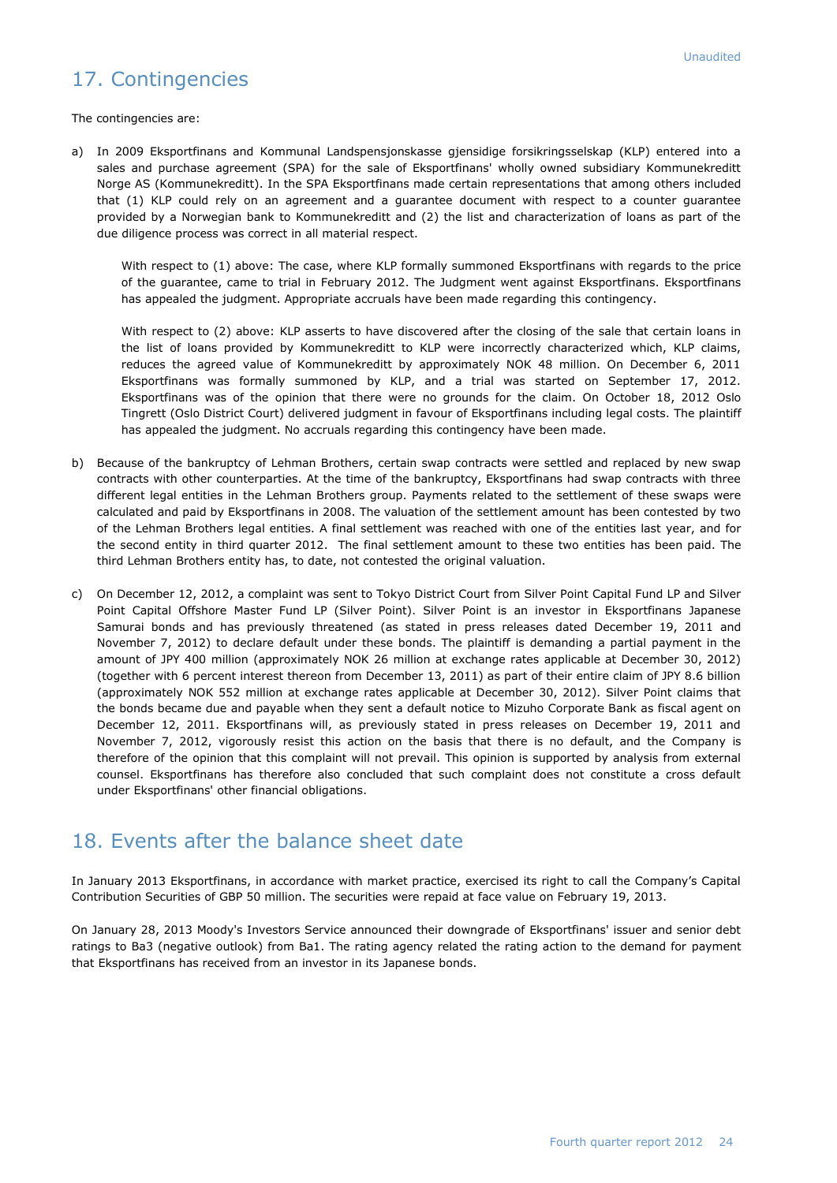## 17. Contingencies

The contingencies are:

a) In 2009 Eksportfinans and Kommunal Landspensjonskasse gjensidige forsikringsselskap (KLP) entered into a sales and purchase agreement (SPA) for the sale of Eksportfinans' wholly owned subsidiary Kommunekreditt Norge AS (Kommunekreditt). In the SPA Eksportfinans made certain representations that among others included that (1) KLP could rely on an agreement and a guarantee document with respect to a counter guarantee provided by a Norwegian bank to Kommunekreditt and (2) the list and characterization of loans as part of the due diligence process was correct in all material respect.

   With respect to (1) above: The case, where KLP formally summoned Eksportfinans with regards to the price of the guarantee, came to trial in February 2012. The Judgment went against Eksportfinans. Eksportfinans has appealed the judgment. Appropriate accruals have been made regarding this contingency.

   With respect to (2) above: KLP asserts to have discovered after the closing of the sale that certain loans in the list of loans provided by Kommunekreditt to KLP were incorrectly characterized which, KLP claims, reduces the agreed value of Kommunekreditt by approximately NOK 48 million. On December 6, 2011 Eksportfinans was formally summoned by KLP, and a trial was started on September 17, 2012. Eksportfinans was of the opinion that there were no grounds for the claim. On October 18, 2012 Oslo Tingrett (Oslo District Court) delivered judgment in favour of Eksportfinans including legal costs. The plaintiff has appealed the judgment. No accruals regarding this contingency have been made.

b) Because of the bankruptcy of Lehman Brothers, certain swap contracts were settled and replaced by new swap contracts with other counterparties. At the time of the bankruptcy, Eksportfinans had swap contracts with three different legal entities in the Lehman Brothers group. Payments related to the settlement of these swaps were calculated and paid by Eksportfinans in 2008. The valuation of the settlement amount has been contested by two of the Lehman Brothers legal entities. A final settlement was reached with one of the entities last year, and for the second entity in third quarter 2012. The final settlement amount to these two entities has been paid. The third Lehman Brothers entity has, to date, not contested the original valuation.

c) On December 12, 2012, a complaint was sent to Tokyo District Court from Silver Point Capital Fund LP and Silver Point Capital Offshore Master Fund LP (Silver Point). Silver Point is an investor in Eksportfinans Japanese Samurai bonds and has previously threatened (as stated in press releases dated December 19, 2011 and November 7, 2012) to declare default under these bonds. The plaintiff is demanding a partial payment in the amount of JPY 400 million (approximately NOK 26 million at exchange rates applicable at December 30, 2012) (together with 6 percent interest thereon from December 13, 2011) as part of their entire claim of JPY 8.6 billion (approximately NOK 552 million at exchange rates applicable at December 30, 2012). Silver Point claims that the bonds became due and payable when they sent a default notice to Mizuho Corporate Bank as fiscal agent on December 12, 2011. Eksportfinans will, as previously stated in press releases on December 19, 2011 and November 7, 2012, vigorously resist this action on the basis that there is no default, and the Company is therefore of the opinion that this complaint will not prevail. This opinion is supported by analysis from external counsel. Eksportfinans has therefore also concluded that such complaint does not constitute a cross default under Eksportfinans' other financial obligations.

## 18. Events after the balance sheet date

In January 2013 Eksportfinans, in accordance with market practice, exercised its right to call the Company's Capital Contribution Securities of GBP 50 million. The securities were repaid at face value on February 19, 2013.

On January 28, 2013 Moody's Investors Service announced their downgrade of Eksportfinans' issuer and senior debt ratings to Ba3 (negative outlook) from Ba1. The rating agency related the rating action to the demand for payment that Eksportfinans has received from an investor in its Japanese bonds.